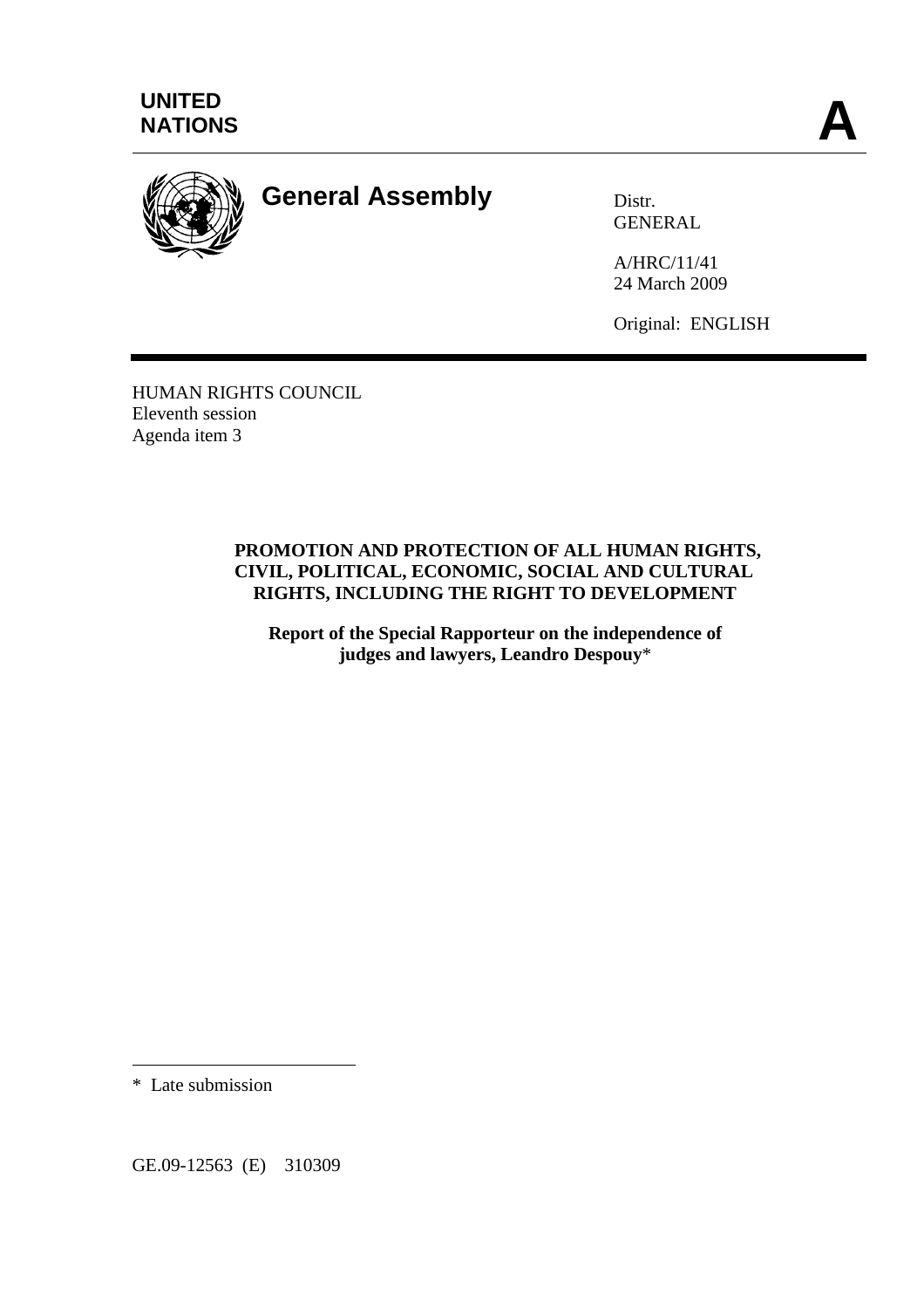UNITED NATIONS

**A**

# General Assembly

Distr.
GENERAL

A/HRC/11/41
24 March 2009

Original: ENGLISH

HUMAN RIGHTS COUNCIL
Eleventh session
Agenda item 3

**PROMOTION AND PROTECTION OF ALL HUMAN RIGHTS, CIVIL, POLITICAL, ECONOMIC, SOCIAL AND CULTURAL RIGHTS, INCLUDING THE RIGHT TO DEVELOPMENT**

**Report of the Special Rapporteur on the independence of judges and lawyers, Leandro Despouy***

---

\* Late submission

GE.09-12563 (E) 310309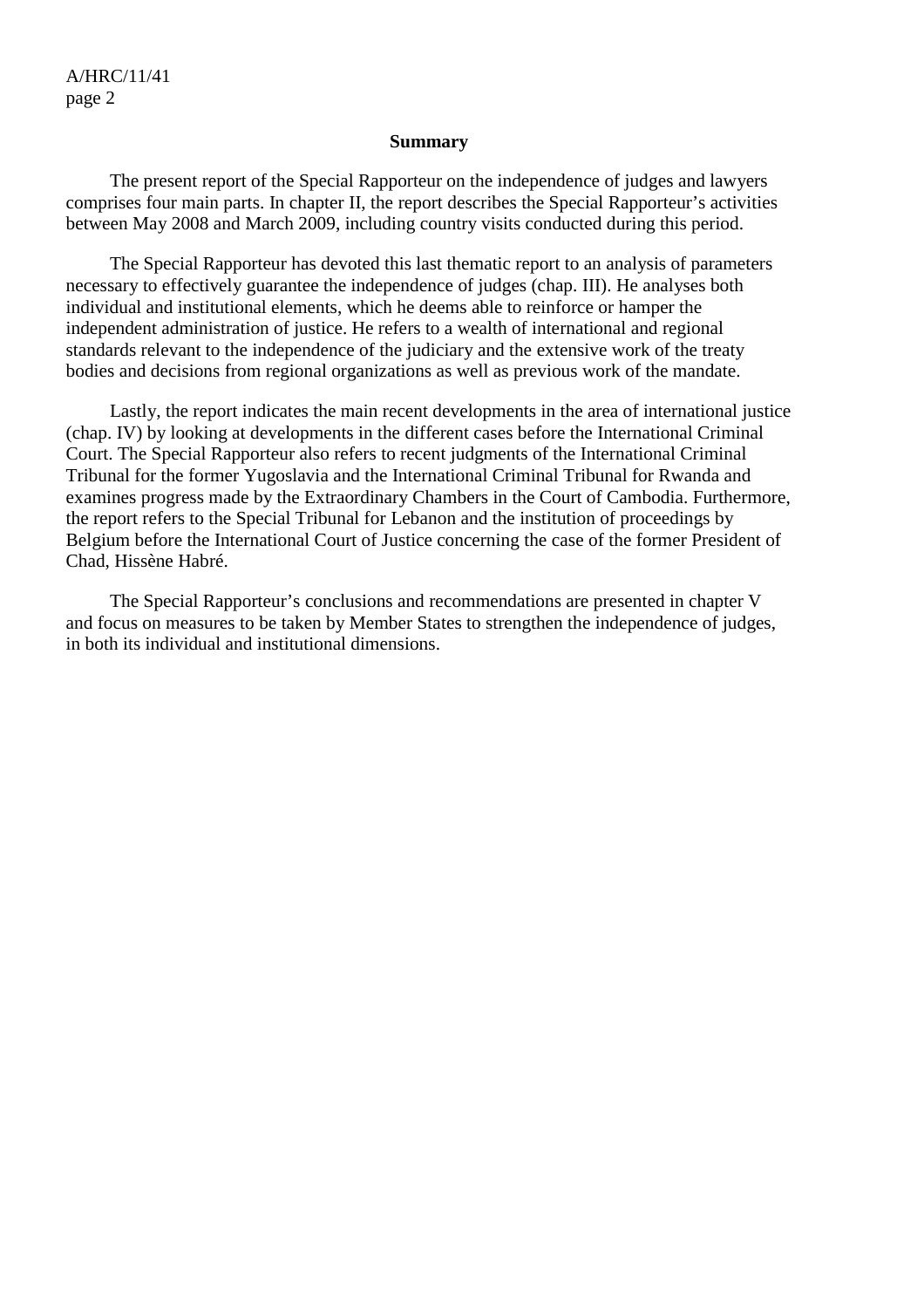## Summary

The present report of the Special Rapporteur on the independence of judges and lawyers comprises four main parts. In chapter II, the report describes the Special Rapporteur's activities between May 2008 and March 2009, including country visits conducted during this period.

The Special Rapporteur has devoted this last thematic report to an analysis of parameters necessary to effectively guarantee the independence of judges (chap. III). He analyses both individual and institutional elements, which he deems able to reinforce or hamper the independent administration of justice. He refers to a wealth of international and regional standards relevant to the independence of the judiciary and the extensive work of the treaty bodies and decisions from regional organizations as well as previous work of the mandate.

Lastly, the report indicates the main recent developments in the area of international justice (chap. IV) by looking at developments in the different cases before the International Criminal Court. The Special Rapporteur also refers to recent judgments of the International Criminal Tribunal for the former Yugoslavia and the International Criminal Tribunal for Rwanda and examines progress made by the Extraordinary Chambers in the Court of Cambodia. Furthermore, the report refers to the Special Tribunal for Lebanon and the institution of proceedings by Belgium before the International Court of Justice concerning the case of the former President of Chad, Hissène Habré.

The Special Rapporteur's conclusions and recommendations are presented in chapter V and focus on measures to be taken by Member States to strengthen the independence of judges, in both its individual and institutional dimensions.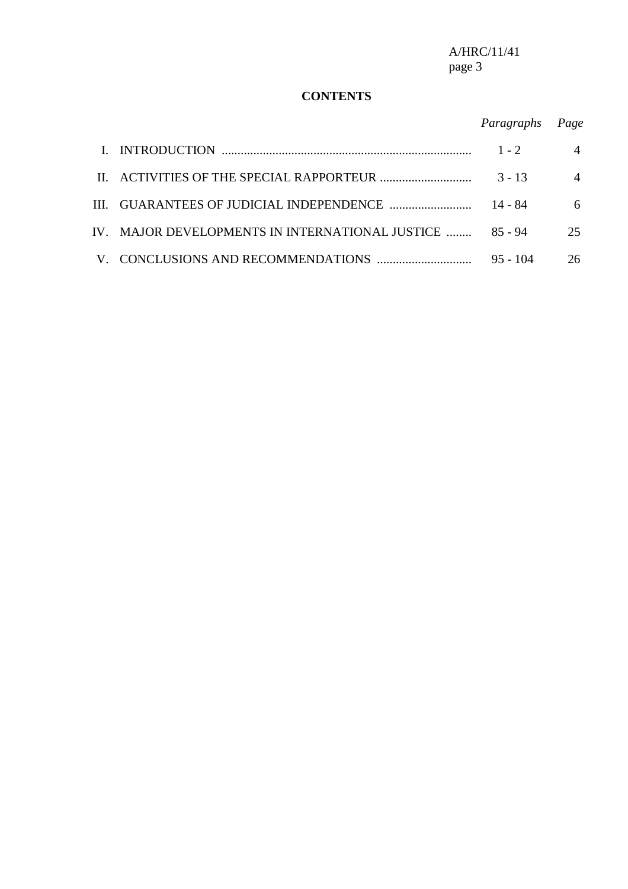**CONTENTS**

| | | *Paragraphs* | *Page* |
|---|---|---|---|
| I. | INTRODUCTION | 1 - 2 | 4 |
| II. | ACTIVITIES OF THE SPECIAL RAPPORTEUR | 3 - 13 | 4 |
| III. | GUARANTEES OF JUDICIAL INDEPENDENCE | 14 - 84 | 6 |
| IV. | MAJOR DEVELOPMENTS IN INTERNATIONAL JUSTICE | 85 - 94 | 25 |
| V. | CONCLUSIONS AND RECOMMENDATIONS | 95 - 104 | 26 |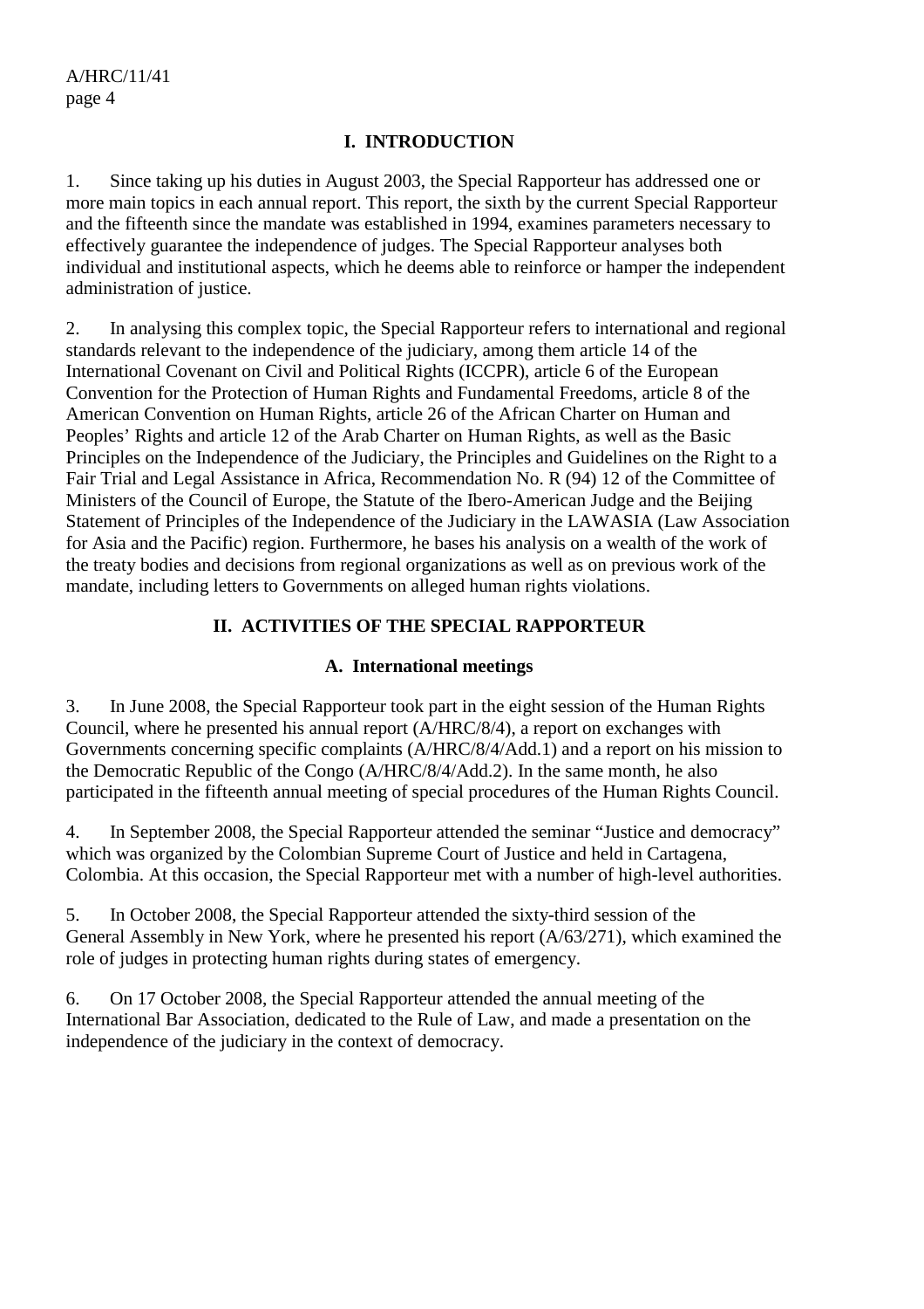## I. INTRODUCTION

1. Since taking up his duties in August 2003, the Special Rapporteur has addressed one or more main topics in each annual report. This report, the sixth by the current Special Rapporteur and the fifteenth since the mandate was established in 1994, examines parameters necessary to effectively guarantee the independence of judges. The Special Rapporteur analyses both individual and institutional aspects, which he deems able to reinforce or hamper the independent administration of justice.

2. In analysing this complex topic, the Special Rapporteur refers to international and regional standards relevant to the independence of the judiciary, among them article 14 of the International Covenant on Civil and Political Rights (ICCPR), article 6 of the European Convention for the Protection of Human Rights and Fundamental Freedoms, article 8 of the American Convention on Human Rights, article 26 of the African Charter on Human and Peoples' Rights and article 12 of the Arab Charter on Human Rights, as well as the Basic Principles on the Independence of the Judiciary, the Principles and Guidelines on the Right to a Fair Trial and Legal Assistance in Africa, Recommendation No. R (94) 12 of the Committee of Ministers of the Council of Europe, the Statute of the Ibero-American Judge and the Beijing Statement of Principles of the Independence of the Judiciary in the LAWASIA (Law Association for Asia and the Pacific) region. Furthermore, he bases his analysis on a wealth of the work of the treaty bodies and decisions from regional organizations as well as on previous work of the mandate, including letters to Governments on alleged human rights violations.

## II. ACTIVITIES OF THE SPECIAL RAPPORTEUR

### A. International meetings

3. In June 2008, the Special Rapporteur took part in the eight session of the Human Rights Council, where he presented his annual report (A/HRC/8/4), a report on exchanges with Governments concerning specific complaints (A/HRC/8/4/Add.1) and a report on his mission to the Democratic Republic of the Congo (A/HRC/8/4/Add.2). In the same month, he also participated in the fifteenth annual meeting of special procedures of the Human Rights Council.

4. In September 2008, the Special Rapporteur attended the seminar "Justice and democracy" which was organized by the Colombian Supreme Court of Justice and held in Cartagena, Colombia. At this occasion, the Special Rapporteur met with a number of high-level authorities.

5. In October 2008, the Special Rapporteur attended the sixty-third session of the General Assembly in New York, where he presented his report (A/63/271), which examined the role of judges in protecting human rights during states of emergency.

6. On 17 October 2008, the Special Rapporteur attended the annual meeting of the International Bar Association, dedicated to the Rule of Law, and made a presentation on the independence of the judiciary in the context of democracy.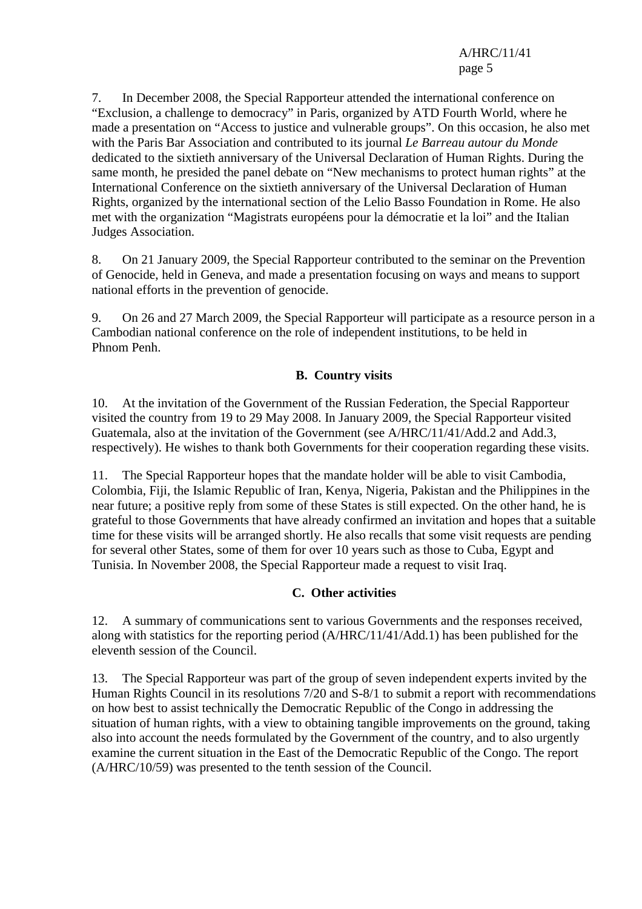7. In December 2008, the Special Rapporteur attended the international conference on “Exclusion, a challenge to democracy” in Paris, organized by ATD Fourth World, where he made a presentation on “Access to justice and vulnerable groups”. On this occasion, he also met with the Paris Bar Association and contributed to its journal *Le Barreau autour du Monde* dedicated to the sixtieth anniversary of the Universal Declaration of Human Rights. During the same month, he presided the panel debate on “New mechanisms to protect human rights” at the International Conference on the sixtieth anniversary of the Universal Declaration of Human Rights, organized by the international section of the Lelio Basso Foundation in Rome. He also met with the organization “Magistrats européens pour la démocratie et la loi” and the Italian Judges Association.

8. On 21 January 2009, the Special Rapporteur contributed to the seminar on the Prevention of Genocide, held in Geneva, and made a presentation focusing on ways and means to support national efforts in the prevention of genocide.

9. On 26 and 27 March 2009, the Special Rapporteur will participate as a resource person in a Cambodian national conference on the role of independent institutions, to be held in Phnom Penh.

### B. Country visits

10. At the invitation of the Government of the Russian Federation, the Special Rapporteur visited the country from 19 to 29 May 2008. In January 2009, the Special Rapporteur visited Guatemala, also at the invitation of the Government (see A/HRC/11/41/Add.2 and Add.3, respectively). He wishes to thank both Governments for their cooperation regarding these visits.

11. The Special Rapporteur hopes that the mandate holder will be able to visit Cambodia, Colombia, Fiji, the Islamic Republic of Iran, Kenya, Nigeria, Pakistan and the Philippines in the near future; a positive reply from some of these States is still expected. On the other hand, he is grateful to those Governments that have already confirmed an invitation and hopes that a suitable time for these visits will be arranged shortly. He also recalls that some visit requests are pending for several other States, some of them for over 10 years such as those to Cuba, Egypt and Tunisia. In November 2008, the Special Rapporteur made a request to visit Iraq.

### C. Other activities

12. A summary of communications sent to various Governments and the responses received, along with statistics for the reporting period (A/HRC/11/41/Add.1) has been published for the eleventh session of the Council.

13. The Special Rapporteur was part of the group of seven independent experts invited by the Human Rights Council in its resolutions 7/20 and S-8/1 to submit a report with recommendations on how best to assist technically the Democratic Republic of the Congo in addressing the situation of human rights, with a view to obtaining tangible improvements on the ground, taking also into account the needs formulated by the Government of the country, and to also urgently examine the current situation in the East of the Democratic Republic of the Congo. The report (A/HRC/10/59) was presented to the tenth session of the Council.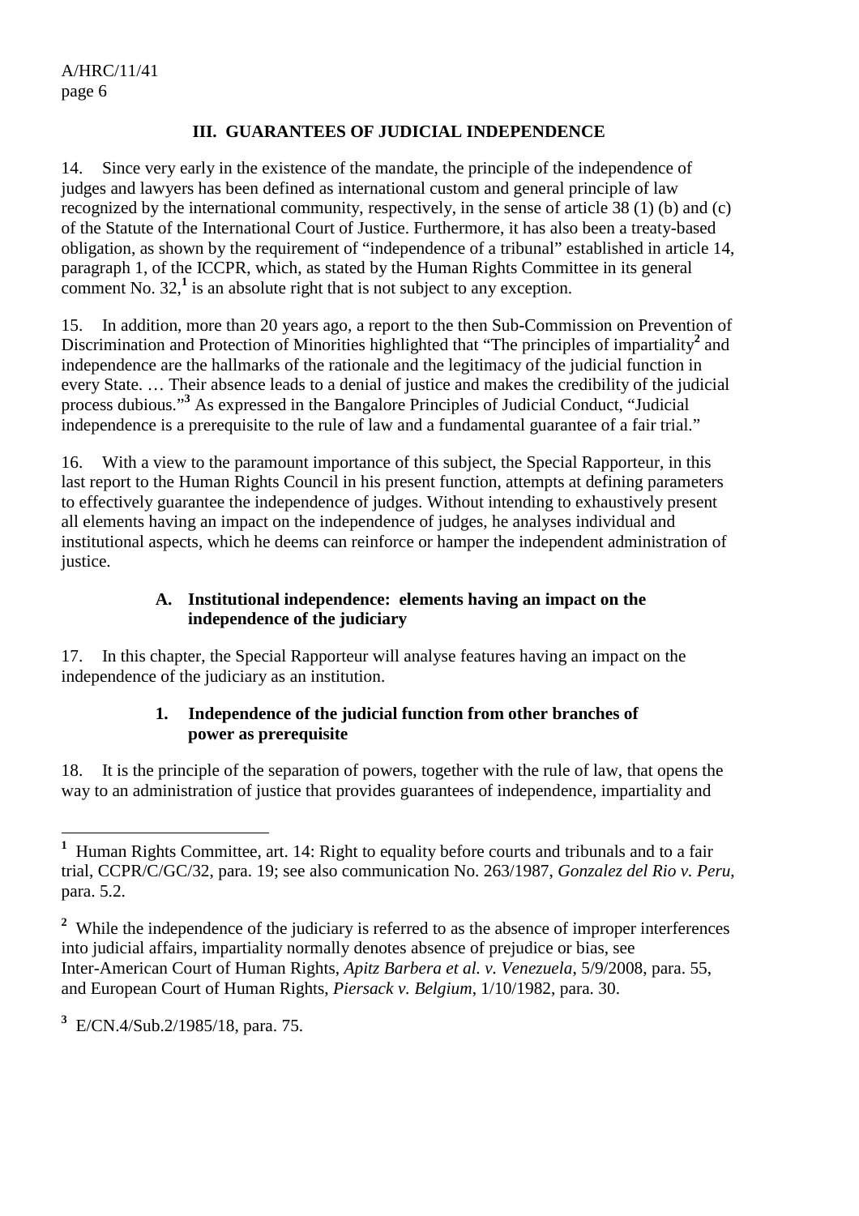## III. GUARANTEES OF JUDICIAL INDEPENDENCE

14. Since very early in the existence of the mandate, the principle of the independence of judges and lawyers has been defined as international custom and general principle of law recognized by the international community, respectively, in the sense of article 38 (1) (b) and (c) of the Statute of the International Court of Justice. Furthermore, it has also been a treaty-based obligation, as shown by the requirement of "independence of a tribunal" established in article 14, paragraph 1, of the ICCPR, which, as stated by the Human Rights Committee in its general comment No. 32,[1] is an absolute right that is not subject to any exception.

15. In addition, more than 20 years ago, a report to the then Sub-Commission on Prevention of Discrimination and Protection of Minorities highlighted that "The principles of impartiality[2] and independence are the hallmarks of the rationale and the legitimacy of the judicial function in every State. … Their absence leads to a denial of justice and makes the credibility of the judicial process dubious."[3] As expressed in the Bangalore Principles of Judicial Conduct, "Judicial independence is a prerequisite to the rule of law and a fundamental guarantee of a fair trial."

16. With a view to the paramount importance of this subject, the Special Rapporteur, in this last report to the Human Rights Council in his present function, attempts at defining parameters to effectively guarantee the independence of judges. Without intending to exhaustively present all elements having an impact on the independence of judges, he analyses individual and institutional aspects, which he deems can reinforce or hamper the independent administration of justice.

### A. Institutional independence: elements having an impact on the independence of the judiciary

17. In this chapter, the Special Rapporteur will analyse features having an impact on the independence of the judiciary as an institution.

#### 1. Independence of the judicial function from other branches of power as prerequisite

18. It is the principle of the separation of powers, together with the rule of law, that opens the way to an administration of justice that provides guarantees of independence, impartiality and

---

[1] Human Rights Committee, art. 14: Right to equality before courts and tribunals and to a fair trial, CCPR/C/GC/32, para. 19; see also communication No. 263/1987, *Gonzalez del Rio v. Peru*, para. 5.2.

[2] While the independence of the judiciary is referred to as the absence of improper interferences into judicial affairs, impartiality normally denotes absence of prejudice or bias, see Inter-American Court of Human Rights, *Apitz Barbera et al. v. Venezuela*, 5/9/2008, para. 55, and European Court of Human Rights, *Piersack v. Belgium*, 1/10/1982, para. 30.

[3] E/CN.4/Sub.2/1985/18, para. 75.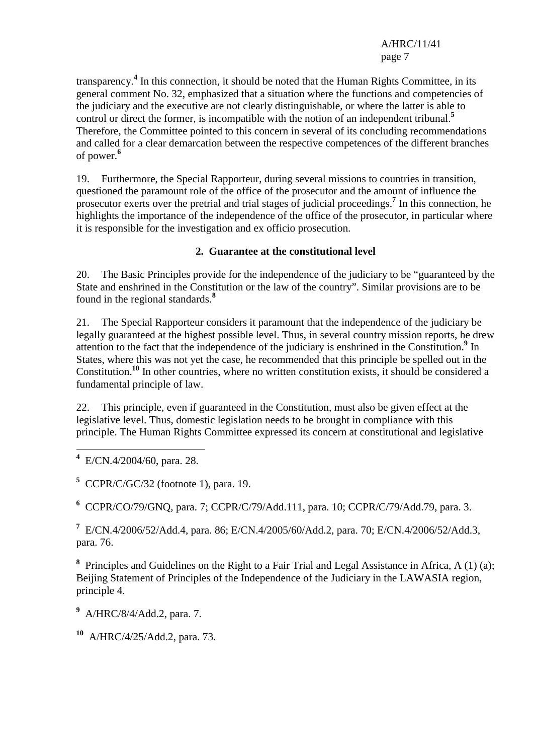transparency.[4] In this connection, it should be noted that the Human Rights Committee, in its general comment No. 32, emphasized that a situation where the functions and competencies of the judiciary and the executive are not clearly distinguishable, or where the latter is able to control or direct the former, is incompatible with the notion of an independent tribunal.[5] Therefore, the Committee pointed to this concern in several of its concluding recommendations and called for a clear demarcation between the respective competences of the different branches of power.[6]

19. Furthermore, the Special Rapporteur, during several missions to countries in transition, questioned the paramount role of the office of the prosecutor and the amount of influence the prosecutor exerts over the pretrial and trial stages of judicial proceedings.[7] In this connection, he highlights the importance of the independence of the office of the prosecutor, in particular where it is responsible for the investigation and ex officio prosecution.

### 2. Guarantee at the constitutional level

20. The Basic Principles provide for the independence of the judiciary to be "guaranteed by the State and enshrined in the Constitution or the law of the country". Similar provisions are to be found in the regional standards.[8]

21. The Special Rapporteur considers it paramount that the independence of the judiciary be legally guaranteed at the highest possible level. Thus, in several country mission reports, he drew attention to the fact that the independence of the judiciary is enshrined in the Constitution.[9] In States, where this was not yet the case, he recommended that this principle be spelled out in the Constitution.[10] In other countries, where no written constitution exists, it should be considered a fundamental principle of law.

22. This principle, even if guaranteed in the Constitution, must also be given effect at the legislative level. Thus, domestic legislation needs to be brought in compliance with this principle. The Human Rights Committee expressed its concern at constitutional and legislative

---

[4] E/CN.4/2004/60, para. 28.

[5] CCPR/C/GC/32 (footnote 1), para. 19.

[6] CCPR/CO/79/GNQ, para. 7; CCPR/C/79/Add.111, para. 10; CCPR/C/79/Add.79, para. 3.

[7] E/CN.4/2006/52/Add.4, para. 86; E/CN.4/2005/60/Add.2, para. 70; E/CN.4/2006/52/Add.3, para. 76.

[8] Principles and Guidelines on the Right to a Fair Trial and Legal Assistance in Africa, A (1) (a); Beijing Statement of Principles of the Independence of the Judiciary in the LAWASIA region, principle 4.

[9] A/HRC/8/4/Add.2, para. 7.

[10] A/HRC/4/25/Add.2, para. 73.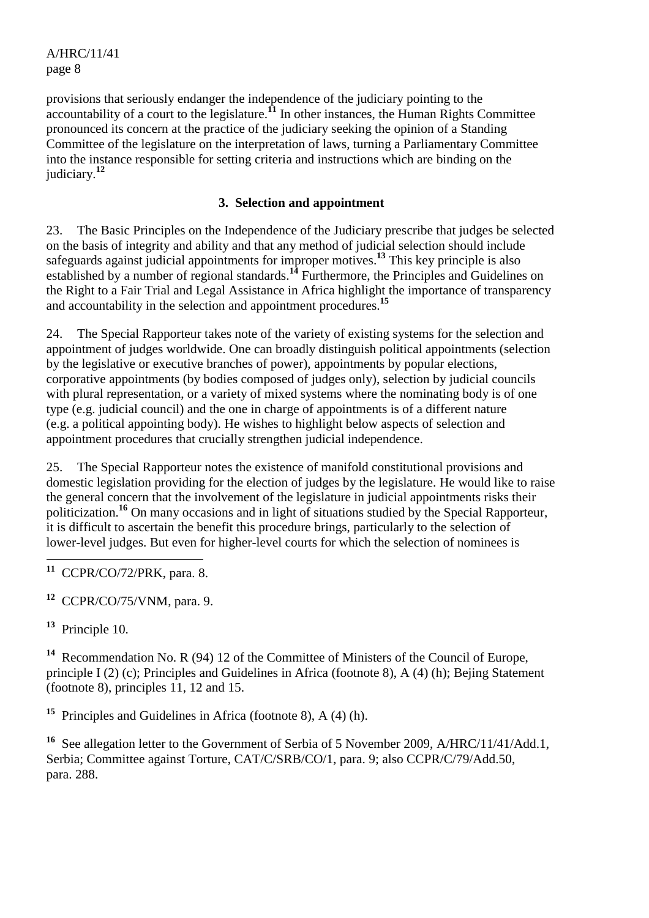provisions that seriously endanger the independence of the judiciary pointing to the accountability of a court to the legislature.[11] In other instances, the Human Rights Committee pronounced its concern at the practice of the judiciary seeking the opinion of a Standing Committee of the legislature on the interpretation of laws, turning a Parliamentary Committee into the instance responsible for setting criteria and instructions which are binding on the judiciary.[12]

### 3. Selection and appointment

23. The Basic Principles on the Independence of the Judiciary prescribe that judges be selected on the basis of integrity and ability and that any method of judicial selection should include safeguards against judicial appointments for improper motives.[13] This key principle is also established by a number of regional standards.[14] Furthermore, the Principles and Guidelines on the Right to a Fair Trial and Legal Assistance in Africa highlight the importance of transparency and accountability in the selection and appointment procedures.[15]

24. The Special Rapporteur takes note of the variety of existing systems for the selection and appointment of judges worldwide. One can broadly distinguish political appointments (selection by the legislative or executive branches of power), appointments by popular elections, corporative appointments (by bodies composed of judges only), selection by judicial councils with plural representation, or a variety of mixed systems where the nominating body is of one type (e.g. judicial council) and the one in charge of appointments is of a different nature (e.g. a political appointing body). He wishes to highlight below aspects of selection and appointment procedures that crucially strengthen judicial independence.

25. The Special Rapporteur notes the existence of manifold constitutional provisions and domestic legislation providing for the election of judges by the legislature. He would like to raise the general concern that the involvement of the legislature in judicial appointments risks their politicization.[16] On many occasions and in light of situations studied by the Special Rapporteur, it is difficult to ascertain the benefit this procedure brings, particularly to the selection of lower-level judges. But even for higher-level courts for which the selection of nominees is

---

[11] CCPR/CO/72/PRK, para. 8.

[12] CCPR/CO/75/VNM, para. 9.

[13] Principle 10.

[14] Recommendation No. R (94) 12 of the Committee of Ministers of the Council of Europe, principle I (2) (c); Principles and Guidelines in Africa (footnote 8), A (4) (h); Bejing Statement (footnote 8), principles 11, 12 and 15.

[15] Principles and Guidelines in Africa (footnote 8), A (4) (h).

[16] See allegation letter to the Government of Serbia of 5 November 2009, A/HRC/11/41/Add.1, Serbia; Committee against Torture, CAT/C/SRB/CO/1, para. 9; also CCPR/C/79/Add.50, para. 288.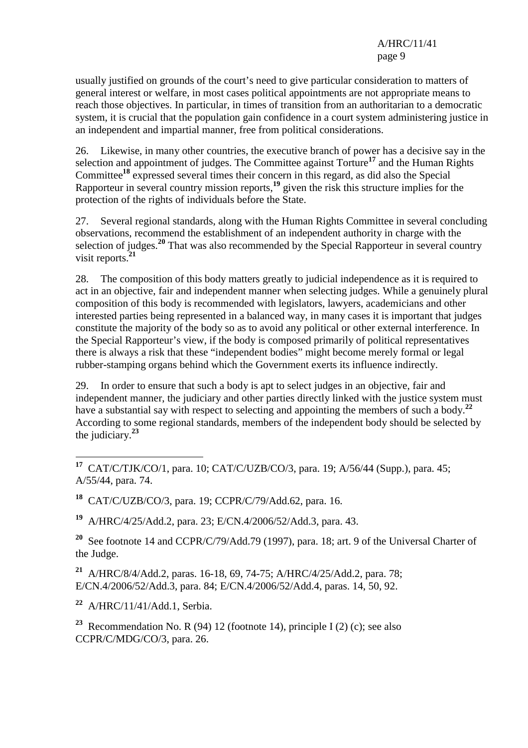usually justified on grounds of the court's need to give particular consideration to matters of general interest or welfare, in most cases political appointments are not appropriate means to reach those objectives. In particular, in times of transition from an authoritarian to a democratic system, it is crucial that the population gain confidence in a court system administering justice in an independent and impartial manner, free from political considerations.

26. Likewise, in many other countries, the executive branch of power has a decisive say in the selection and appointment of judges. The Committee against Torture[17] and the Human Rights Committee[18] expressed several times their concern in this regard, as did also the Special Rapporteur in several country mission reports,[19] given the risk this structure implies for the protection of the rights of individuals before the State.

27. Several regional standards, along with the Human Rights Committee in several concluding observations, recommend the establishment of an independent authority in charge with the selection of judges.[20] That was also recommended by the Special Rapporteur in several country visit reports.[21]

28. The composition of this body matters greatly to judicial independence as it is required to act in an objective, fair and independent manner when selecting judges. While a genuinely plural composition of this body is recommended with legislators, lawyers, academicians and other interested parties being represented in a balanced way, in many cases it is important that judges constitute the majority of the body so as to avoid any political or other external interference. In the Special Rapporteur's view, if the body is composed primarily of political representatives there is always a risk that these "independent bodies" might become merely formal or legal rubber-stamping organs behind which the Government exerts its influence indirectly.

29. In order to ensure that such a body is apt to select judges in an objective, fair and independent manner, the judiciary and other parties directly linked with the justice system must have a substantial say with respect to selecting and appointing the members of such a body.[22] According to some regional standards, members of the independent body should be selected by the judiciary.[23]

---

[17] CAT/C/TJK/CO/1, para. 10; CAT/C/UZB/CO/3, para. 19; A/56/44 (Supp.), para. 45; A/55/44, para. 74.

[18] CAT/C/UZB/CO/3, para. 19; CCPR/C/79/Add.62, para. 16.

[19] A/HRC/4/25/Add.2, para. 23; E/CN.4/2006/52/Add.3, para. 43.

[20] See footnote 14 and CCPR/C/79/Add.79 (1997), para. 18; art. 9 of the Universal Charter of the Judge.

[21] A/HRC/8/4/Add.2, paras. 16-18, 69, 74-75; A/HRC/4/25/Add.2, para. 78; E/CN.4/2006/52/Add.3, para. 84; E/CN.4/2006/52/Add.4, paras. 14, 50, 92.

[22] A/HRC/11/41/Add.1, Serbia.

[23] Recommendation No. R (94) 12 (footnote 14), principle I (2) (c); see also CCPR/C/MDG/CO/3, para. 26.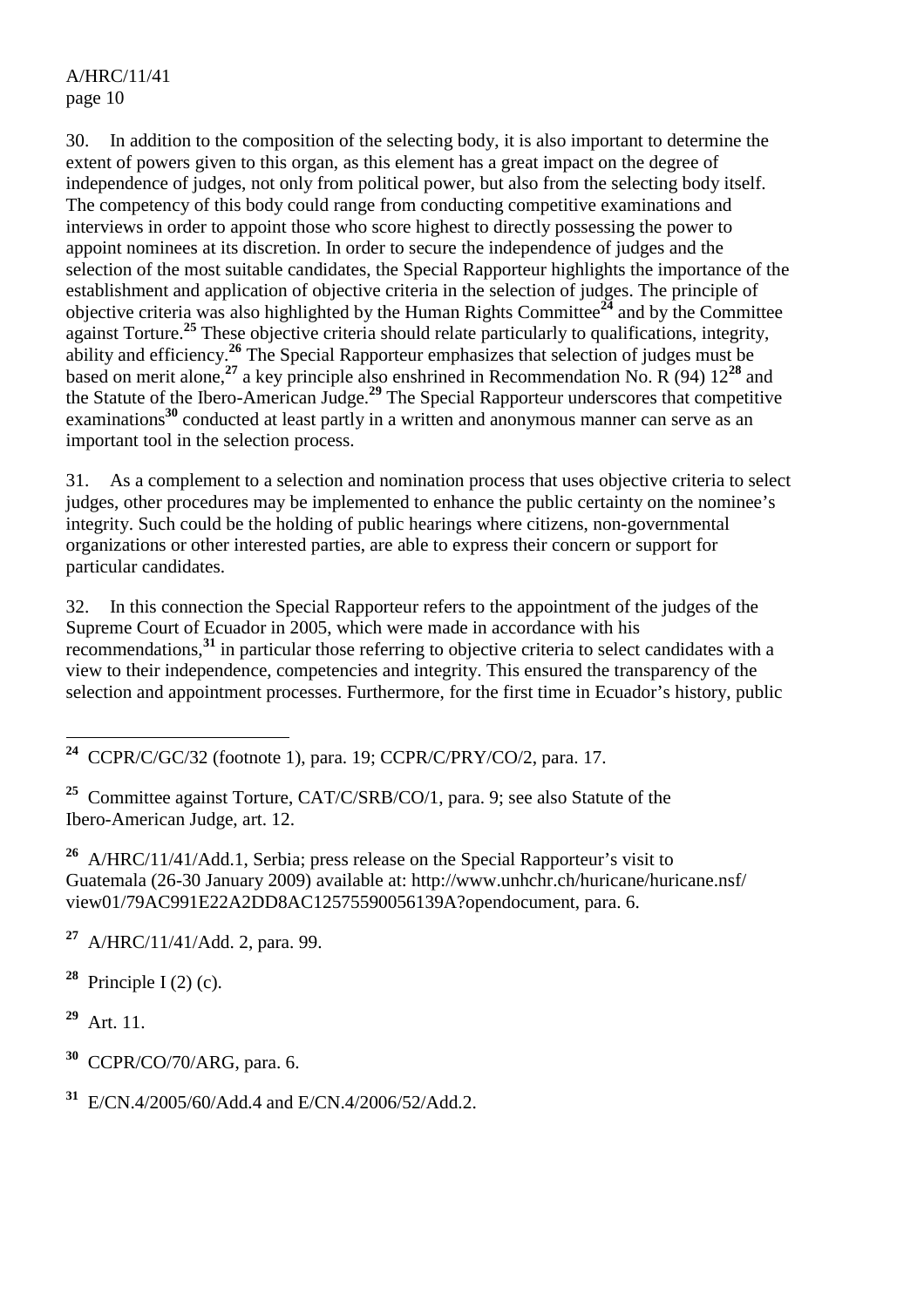30. In addition to the composition of the selecting body, it is also important to determine the extent of powers given to this organ, as this element has a great impact on the degree of independence of judges, not only from political power, but also from the selecting body itself. The competency of this body could range from conducting competitive examinations and interviews in order to appoint those who score highest to directly possessing the power to appoint nominees at its discretion. In order to secure the independence of judges and the selection of the most suitable candidates, the Special Rapporteur highlights the importance of the establishment and application of objective criteria in the selection of judges. The principle of objective criteria was also highlighted by the Human Rights Committee[24] and by the Committee against Torture.[25] These objective criteria should relate particularly to qualifications, integrity, ability and efficiency.[26] The Special Rapporteur emphasizes that selection of judges must be based on merit alone,[27] a key principle also enshrined in Recommendation No. R (94) 12[28] and the Statute of the Ibero-American Judge.[29] The Special Rapporteur underscores that competitive examinations[30] conducted at least partly in a written and anonymous manner can serve as an important tool in the selection process.

31. As a complement to a selection and nomination process that uses objective criteria to select judges, other procedures may be implemented to enhance the public certainty on the nominee's integrity. Such could be the holding of public hearings where citizens, non-governmental organizations or other interested parties, are able to express their concern or support for particular candidates.

32. In this connection the Special Rapporteur refers to the appointment of the judges of the Supreme Court of Ecuador in 2005, which were made in accordance with his recommendations,[31] in particular those referring to objective criteria to select candidates with a view to their independence, competencies and integrity. This ensured the transparency of the selection and appointment processes. Furthermore, for the first time in Ecuador's history, public

---

[24] CCPR/C/GC/32 (footnote 1), para. 19; CCPR/C/PRY/CO/2, para. 17.

[25] Committee against Torture, CAT/C/SRB/CO/1, para. 9; see also Statute of the Ibero-American Judge, art. 12.

[26] A/HRC/11/41/Add.1, Serbia; press release on the Special Rapporteur's visit to Guatemala (26-30 January 2009) available at: http://www.unhchr.ch/huricane/huricane.nsf/view01/79AC991E22A2DD8AC12575590056139A?opendocument, para. 6.

[27] A/HRC/11/41/Add. 2, para. 99.

[28] Principle I (2) (c).

[29] Art. 11.

[30] CCPR/CO/70/ARG, para. 6.

[31] E/CN.4/2005/60/Add.4 and E/CN.4/2006/52/Add.2.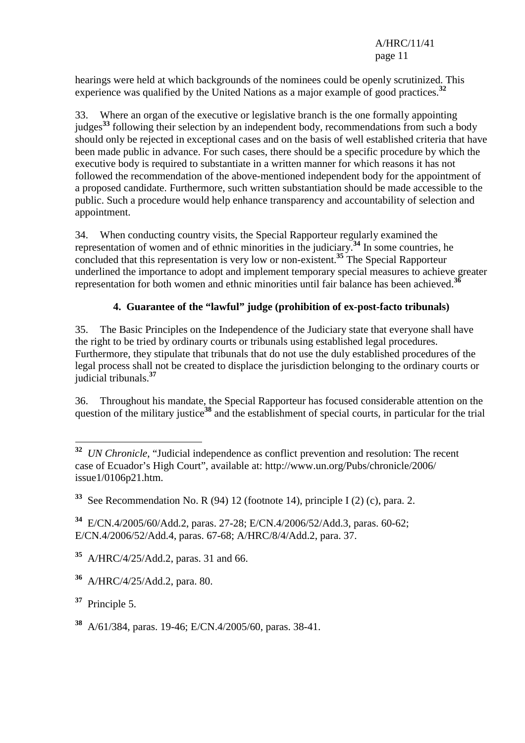hearings were held at which backgrounds of the nominees could be openly scrutinized. This experience was qualified by the United Nations as a major example of good practices.[32]

33. Where an organ of the executive or legislative branch is the one formally appointing judges[33] following their selection by an independent body, recommendations from such a body should only be rejected in exceptional cases and on the basis of well established criteria that have been made public in advance. For such cases, there should be a specific procedure by which the executive body is required to substantiate in a written manner for which reasons it has not followed the recommendation of the above-mentioned independent body for the appointment of a proposed candidate. Furthermore, such written substantiation should be made accessible to the public. Such a procedure would help enhance transparency and accountability of selection and appointment.

34. When conducting country visits, the Special Rapporteur regularly examined the representation of women and of ethnic minorities in the judiciary.[34] In some countries, he concluded that this representation is very low or non-existent.[35] The Special Rapporteur underlined the importance to adopt and implement temporary special measures to achieve greater representation for both women and ethnic minorities until fair balance has been achieved.[36]

### 4. Guarantee of the "lawful" judge (prohibition of ex-post-facto tribunals)

35. The Basic Principles on the Independence of the Judiciary state that everyone shall have the right to be tried by ordinary courts or tribunals using established legal procedures. Furthermore, they stipulate that tribunals that do not use the duly established procedures of the legal process shall not be created to displace the jurisdiction belonging to the ordinary courts or judicial tribunals.[37]

36. Throughout his mandate, the Special Rapporteur has focused considerable attention on the question of the military justice[38] and the establishment of special courts, in particular for the trial

---

[32] *UN Chronicle*, "Judicial independence as conflict prevention and resolution: The recent case of Ecuador's High Court", available at: http://www.un.org/Pubs/chronicle/2006/issue1/0106p21.htm.

[33] See Recommendation No. R (94) 12 (footnote 14), principle I (2) (c), para. 2.

[34] E/CN.4/2005/60/Add.2, paras. 27-28; E/CN.4/2006/52/Add.3, paras. 60-62; E/CN.4/2006/52/Add.4, paras. 67-68; A/HRC/8/4/Add.2, para. 37.

[35] A/HRC/4/25/Add.2, paras. 31 and 66.

[36] A/HRC/4/25/Add.2, para. 80.

[37] Principle 5.

[38] A/61/384, paras. 19-46; E/CN.4/2005/60, paras. 38-41.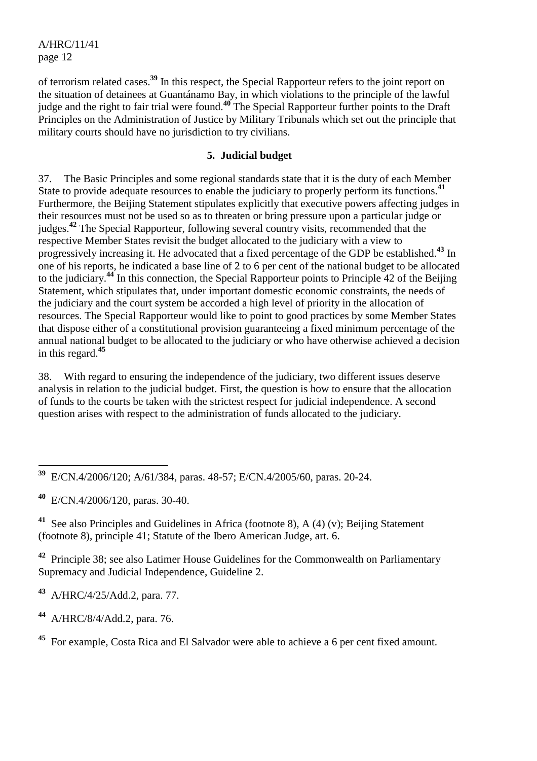of terrorism related cases.[39] In this respect, the Special Rapporteur refers to the joint report on the situation of detainees at Guantánamo Bay, in which violations to the principle of the lawful judge and the right to fair trial were found.[40] The Special Rapporteur further points to the Draft Principles on the Administration of Justice by Military Tribunals which set out the principle that military courts should have no jurisdiction to try civilians.

### 5. Judicial budget

37. The Basic Principles and some regional standards state that it is the duty of each Member State to provide adequate resources to enable the judiciary to properly perform its functions.[41] Furthermore, the Beijing Statement stipulates explicitly that executive powers affecting judges in their resources must not be used so as to threaten or bring pressure upon a particular judge or judges.[42] The Special Rapporteur, following several country visits, recommended that the respective Member States revisit the budget allocated to the judiciary with a view to progressively increasing it. He advocated that a fixed percentage of the GDP be established.[43] In one of his reports, he indicated a base line of 2 to 6 per cent of the national budget to be allocated to the judiciary.[44] In this connection, the Special Rapporteur points to Principle 42 of the Beijing Statement, which stipulates that, under important domestic economic constraints, the needs of the judiciary and the court system be accorded a high level of priority in the allocation of resources. The Special Rapporteur would like to point to good practices by some Member States that dispose either of a constitutional provision guaranteeing a fixed minimum percentage of the annual national budget to be allocated to the judiciary or who have otherwise achieved a decision in this regard.[45]

38. With regard to ensuring the independence of the judiciary, two different issues deserve analysis in relation to the judicial budget. First, the question is how to ensure that the allocation of funds to the courts be taken with the strictest respect for judicial independence. A second question arises with respect to the administration of funds allocated to the judiciary.

---

[39] E/CN.4/2006/120; A/61/384, paras. 48-57; E/CN.4/2005/60, paras. 20-24.

[40] E/CN.4/2006/120, paras. 30-40.

[41] See also Principles and Guidelines in Africa (footnote 8), A (4) (v); Beijing Statement (footnote 8), principle 41; Statute of the Ibero American Judge, art. 6.

[42] Principle 38; see also Latimer House Guidelines for the Commonwealth on Parliamentary Supremacy and Judicial Independence, Guideline 2.

[43] A/HRC/4/25/Add.2, para. 77.

[44] A/HRC/8/4/Add.2, para. 76.

[45] For example, Costa Rica and El Salvador were able to achieve a 6 per cent fixed amount.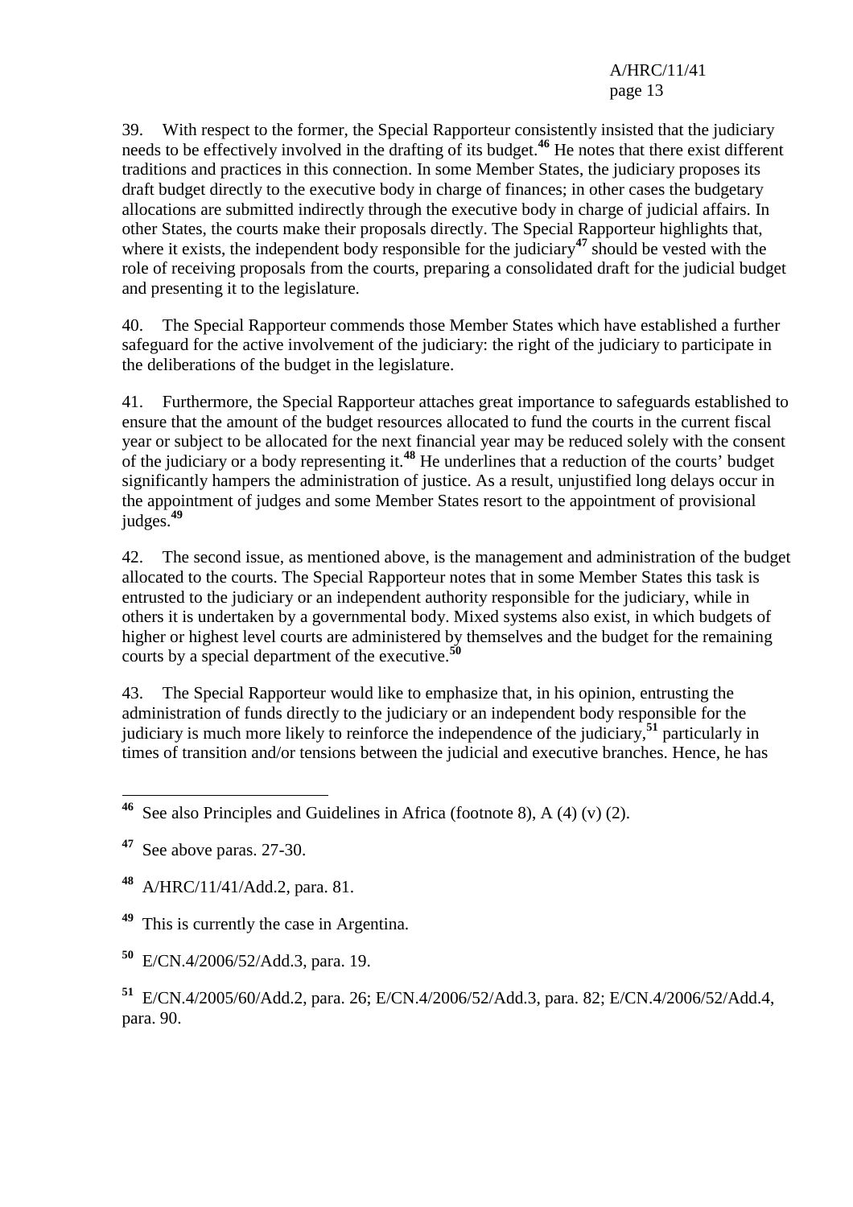39. With respect to the former, the Special Rapporteur consistently insisted that the judiciary needs to be effectively involved in the drafting of its budget.[46] He notes that there exist different traditions and practices in this connection. In some Member States, the judiciary proposes its draft budget directly to the executive body in charge of finances; in other cases the budgetary allocations are submitted indirectly through the executive body in charge of judicial affairs. In other States, the courts make their proposals directly. The Special Rapporteur highlights that, where it exists, the independent body responsible for the judiciary[47] should be vested with the role of receiving proposals from the courts, preparing a consolidated draft for the judicial budget and presenting it to the legislature.

40. The Special Rapporteur commends those Member States which have established a further safeguard for the active involvement of the judiciary: the right of the judiciary to participate in the deliberations of the budget in the legislature.

41. Furthermore, the Special Rapporteur attaches great importance to safeguards established to ensure that the amount of the budget resources allocated to fund the courts in the current fiscal year or subject to be allocated for the next financial year may be reduced solely with the consent of the judiciary or a body representing it.[48] He underlines that a reduction of the courts' budget significantly hampers the administration of justice. As a result, unjustified long delays occur in the appointment of judges and some Member States resort to the appointment of provisional judges.[49]

42. The second issue, as mentioned above, is the management and administration of the budget allocated to the courts. The Special Rapporteur notes that in some Member States this task is entrusted to the judiciary or an independent authority responsible for the judiciary, while in others it is undertaken by a governmental body. Mixed systems also exist, in which budgets of higher or highest level courts are administered by themselves and the budget for the remaining courts by a special department of the executive.[50]

43. The Special Rapporteur would like to emphasize that, in his opinion, entrusting the administration of funds directly to the judiciary or an independent body responsible for the judiciary is much more likely to reinforce the independence of the judiciary,[51] particularly in times of transition and/or tensions between the judicial and executive branches. Hence, he has

---

[46] See also Principles and Guidelines in Africa (footnote 8), A (4) (v) (2).

[47] See above paras. 27-30.

[48] A/HRC/11/41/Add.2, para. 81.

[49] This is currently the case in Argentina.

[50] E/CN.4/2006/52/Add.3, para. 19.

[51] E/CN.4/2005/60/Add.2, para. 26; E/CN.4/2006/52/Add.3, para. 82; E/CN.4/2006/52/Add.4, para. 90.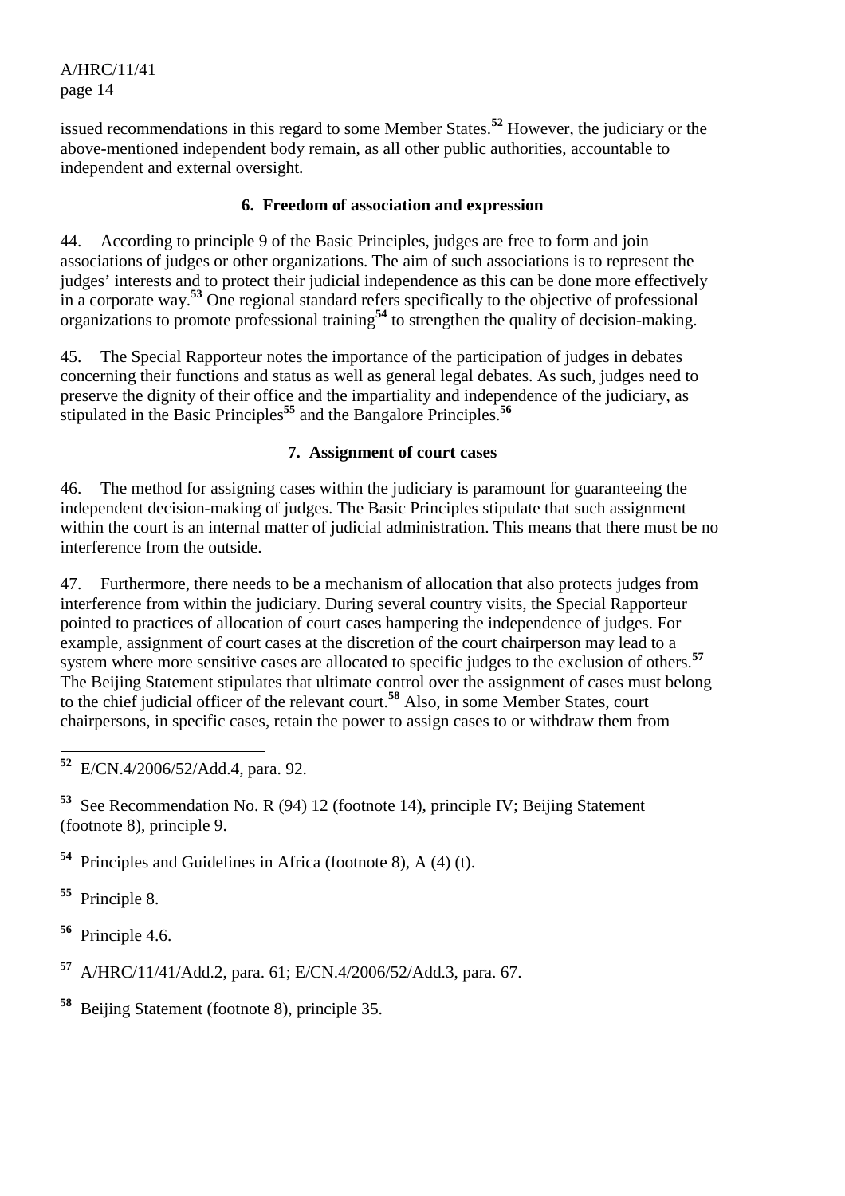issued recommendations in this regard to some Member States.[52] However, the judiciary or the above-mentioned independent body remain, as all other public authorities, accountable to independent and external oversight.

### 6. Freedom of association and expression

44. According to principle 9 of the Basic Principles, judges are free to form and join associations of judges or other organizations. The aim of such associations is to represent the judges' interests and to protect their judicial independence as this can be done more effectively in a corporate way.[53] One regional standard refers specifically to the objective of professional organizations to promote professional training[54] to strengthen the quality of decision-making.

45. The Special Rapporteur notes the importance of the participation of judges in debates concerning their functions and status as well as general legal debates. As such, judges need to preserve the dignity of their office and the impartiality and independence of the judiciary, as stipulated in the Basic Principles[55] and the Bangalore Principles.[56]

### 7. Assignment of court cases

46. The method for assigning cases within the judiciary is paramount for guaranteeing the independent decision-making of judges. The Basic Principles stipulate that such assignment within the court is an internal matter of judicial administration. This means that there must be no interference from the outside.

47. Furthermore, there needs to be a mechanism of allocation that also protects judges from interference from within the judiciary. During several country visits, the Special Rapporteur pointed to practices of allocation of court cases hampering the independence of judges. For example, assignment of court cases at the discretion of the court chairperson may lead to a system where more sensitive cases are allocated to specific judges to the exclusion of others.[57] The Beijing Statement stipulates that ultimate control over the assignment of cases must belong to the chief judicial officer of the relevant court.[58] Also, in some Member States, court chairpersons, in specific cases, retain the power to assign cases to or withdraw them from

---

[52] E/CN.4/2006/52/Add.4, para. 92.

[53] See Recommendation No. R (94) 12 (footnote 14), principle IV; Beijing Statement (footnote 8), principle 9.

[54] Principles and Guidelines in Africa (footnote 8), A (4) (t).

[55] Principle 8.

[56] Principle 4.6.

[57] A/HRC/11/41/Add.2, para. 61; E/CN.4/2006/52/Add.3, para. 67.

[58] Beijing Statement (footnote 8), principle 35.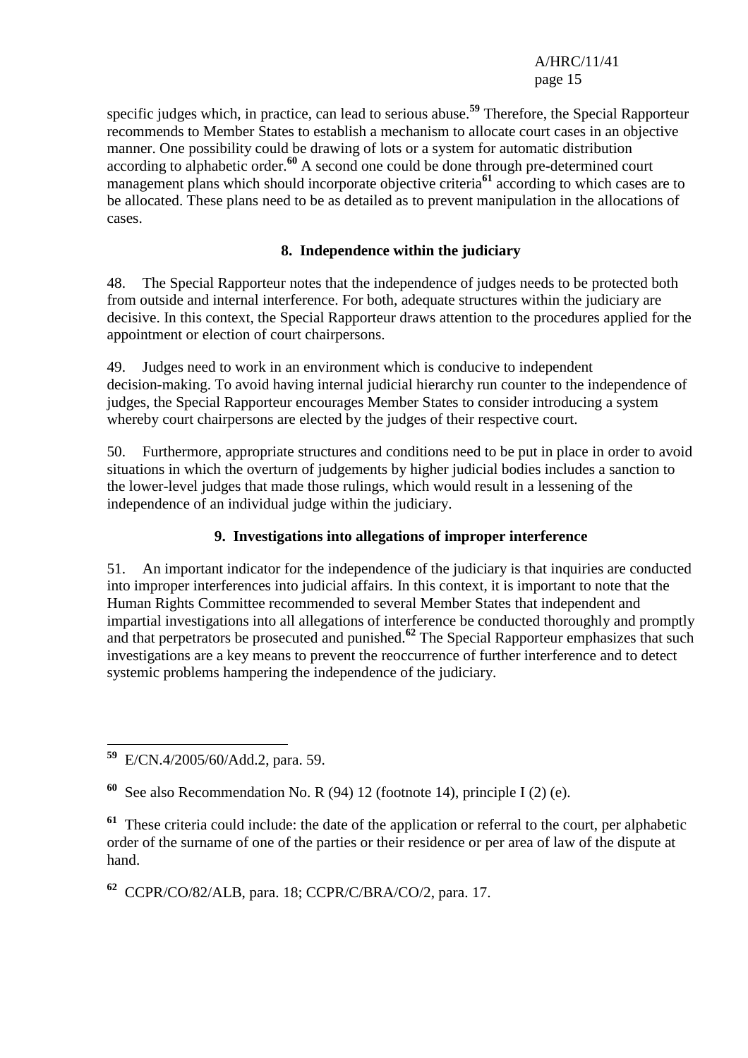specific judges which, in practice, can lead to serious abuse.[59] Therefore, the Special Rapporteur recommends to Member States to establish a mechanism to allocate court cases in an objective manner. One possibility could be drawing of lots or a system for automatic distribution according to alphabetic order.[60] A second one could be done through pre-determined court management plans which should incorporate objective criteria[61] according to which cases are to be allocated. These plans need to be as detailed as to prevent manipulation in the allocations of cases.

### 8. Independence within the judiciary

48. The Special Rapporteur notes that the independence of judges needs to be protected both from outside and internal interference. For both, adequate structures within the judiciary are decisive. In this context, the Special Rapporteur draws attention to the procedures applied for the appointment or election of court chairpersons.

49. Judges need to work in an environment which is conducive to independent decision-making. To avoid having internal judicial hierarchy run counter to the independence of judges, the Special Rapporteur encourages Member States to consider introducing a system whereby court chairpersons are elected by the judges of their respective court.

50. Furthermore, appropriate structures and conditions need to be put in place in order to avoid situations in which the overturn of judgements by higher judicial bodies includes a sanction to the lower-level judges that made those rulings, which would result in a lessening of the independence of an individual judge within the judiciary.

### 9. Investigations into allegations of improper interference

51. An important indicator for the independence of the judiciary is that inquiries are conducted into improper interferences into judicial affairs. In this context, it is important to note that the Human Rights Committee recommended to several Member States that independent and impartial investigations into all allegations of interference be conducted thoroughly and promptly and that perpetrators be prosecuted and punished.[62] The Special Rapporteur emphasizes that such investigations are a key means to prevent the reoccurrence of further interference and to detect systemic problems hampering the independence of the judiciary.

---

[59] E/CN.4/2005/60/Add.2, para. 59.

[60] See also Recommendation No. R (94) 12 (footnote 14), principle I (2) (e).

[61] These criteria could include: the date of the application or referral to the court, per alphabetic order of the surname of one of the parties or their residence or per area of law of the dispute at hand.

[62] CCPR/CO/82/ALB, para. 18; CCPR/C/BRA/CO/2, para. 17.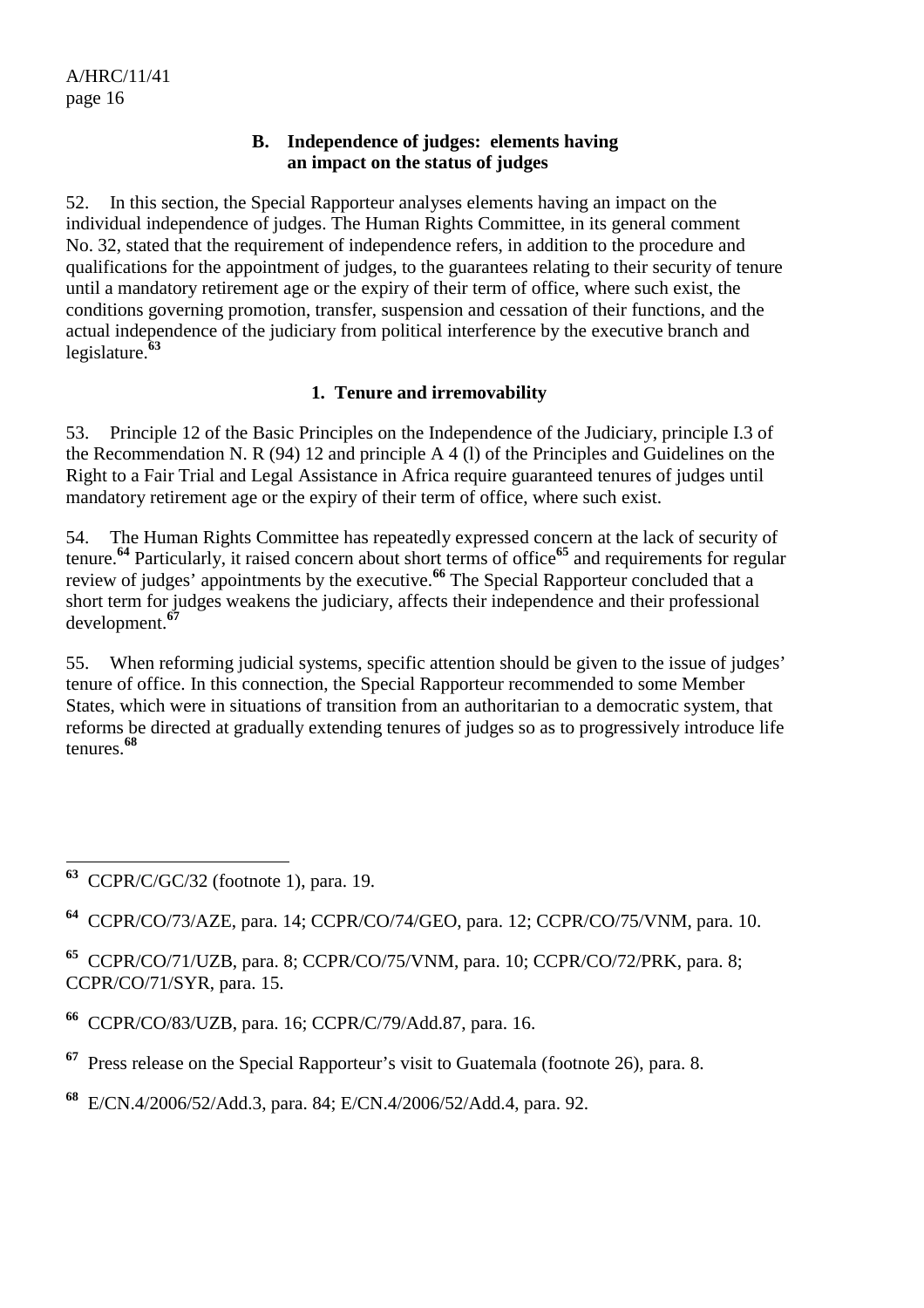### B. Independence of judges: elements having an impact on the status of judges

52. In this section, the Special Rapporteur analyses elements having an impact on the individual independence of judges. The Human Rights Committee, in its general comment No. 32, stated that the requirement of independence refers, in addition to the procedure and qualifications for the appointment of judges, to the guarantees relating to their security of tenure until a mandatory retirement age or the expiry of their term of office, where such exist, the conditions governing promotion, transfer, suspension and cessation of their functions, and the actual independence of the judiciary from political interference by the executive branch and legislature.[63]

#### 1. Tenure and irremovability

53. Principle 12 of the Basic Principles on the Independence of the Judiciary, principle I.3 of the Recommendation N. R (94) 12 and principle A 4 (l) of the Principles and Guidelines on the Right to a Fair Trial and Legal Assistance in Africa require guaranteed tenures of judges until mandatory retirement age or the expiry of their term of office, where such exist.

54. The Human Rights Committee has repeatedly expressed concern at the lack of security of tenure.[64] Particularly, it raised concern about short terms of office[65] and requirements for regular review of judges' appointments by the executive.[66] The Special Rapporteur concluded that a short term for judges weakens the judiciary, affects their independence and their professional development.[67]

55. When reforming judicial systems, specific attention should be given to the issue of judges' tenure of office. In this connection, the Special Rapporteur recommended to some Member States, which were in situations of transition from an authoritarian to a democratic system, that reforms be directed at gradually extending tenures of judges so as to progressively introduce life tenures.[68]

---

[63] CCPR/C/GC/32 (footnote 1), para. 19.

[64] CCPR/CO/73/AZE, para. 14; CCPR/CO/74/GEO, para. 12; CCPR/CO/75/VNM, para. 10.

[65] CCPR/CO/71/UZB, para. 8; CCPR/CO/75/VNM, para. 10; CCPR/CO/72/PRK, para. 8; CCPR/CO/71/SYR, para. 15.

[66] CCPR/CO/83/UZB, para. 16; CCPR/C/79/Add.87, para. 16.

[67] Press release on the Special Rapporteur's visit to Guatemala (footnote 26), para. 8.

[68] E/CN.4/2006/52/Add.3, para. 84; E/CN.4/2006/52/Add.4, para. 92.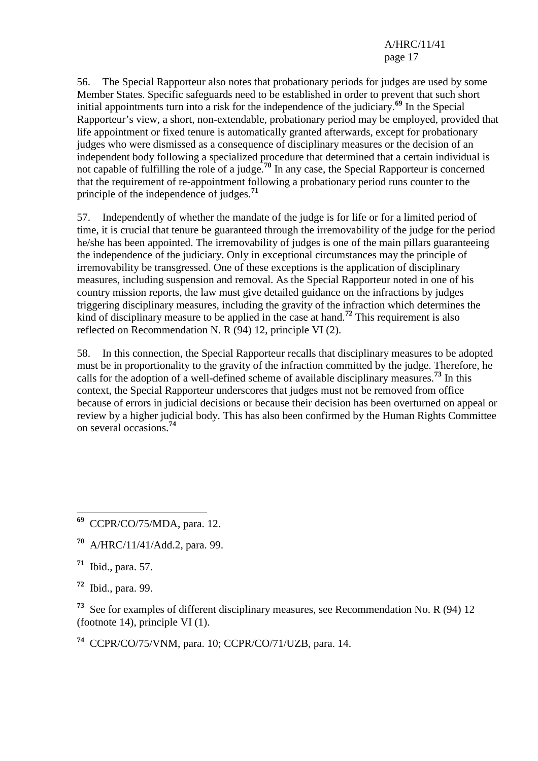56. The Special Rapporteur also notes that probationary periods for judges are used by some Member States. Specific safeguards need to be established in order to prevent that such short initial appointments turn into a risk for the independence of the judiciary.[69] In the Special Rapporteur's view, a short, non-extendable, probationary period may be employed, provided that life appointment or fixed tenure is automatically granted afterwards, except for probationary judges who were dismissed as a consequence of disciplinary measures or the decision of an independent body following a specialized procedure that determined that a certain individual is not capable of fulfilling the role of a judge.[70] In any case, the Special Rapporteur is concerned that the requirement of re-appointment following a probationary period runs counter to the principle of the independence of judges.[71]

57. Independently of whether the mandate of the judge is for life or for a limited period of time, it is crucial that tenure be guaranteed through the irremovability of the judge for the period he/she has been appointed. The irremovability of judges is one of the main pillars guaranteeing the independence of the judiciary. Only in exceptional circumstances may the principle of irremovability be transgressed. One of these exceptions is the application of disciplinary measures, including suspension and removal. As the Special Rapporteur noted in one of his country mission reports, the law must give detailed guidance on the infractions by judges triggering disciplinary measures, including the gravity of the infraction which determines the kind of disciplinary measure to be applied in the case at hand.[72] This requirement is also reflected on Recommendation N. R (94) 12, principle VI (2).

58. In this connection, the Special Rapporteur recalls that disciplinary measures to be adopted must be in proportionality to the gravity of the infraction committed by the judge. Therefore, he calls for the adoption of a well-defined scheme of available disciplinary measures.[73] In this context, the Special Rapporteur underscores that judges must not be removed from office because of errors in judicial decisions or because their decision has been overturned on appeal or review by a higher judicial body. This has also been confirmed by the Human Rights Committee on several occasions.[74]

---

[69] CCPR/CO/75/MDA, para. 12.

[70] A/HRC/11/41/Add.2, para. 99.

[71] Ibid., para. 57.

[72] Ibid., para. 99.

[73] See for examples of different disciplinary measures, see Recommendation No. R (94) 12 (footnote 14), principle VI (1).

[74] CCPR/CO/75/VNM, para. 10; CCPR/CO/71/UZB, para. 14.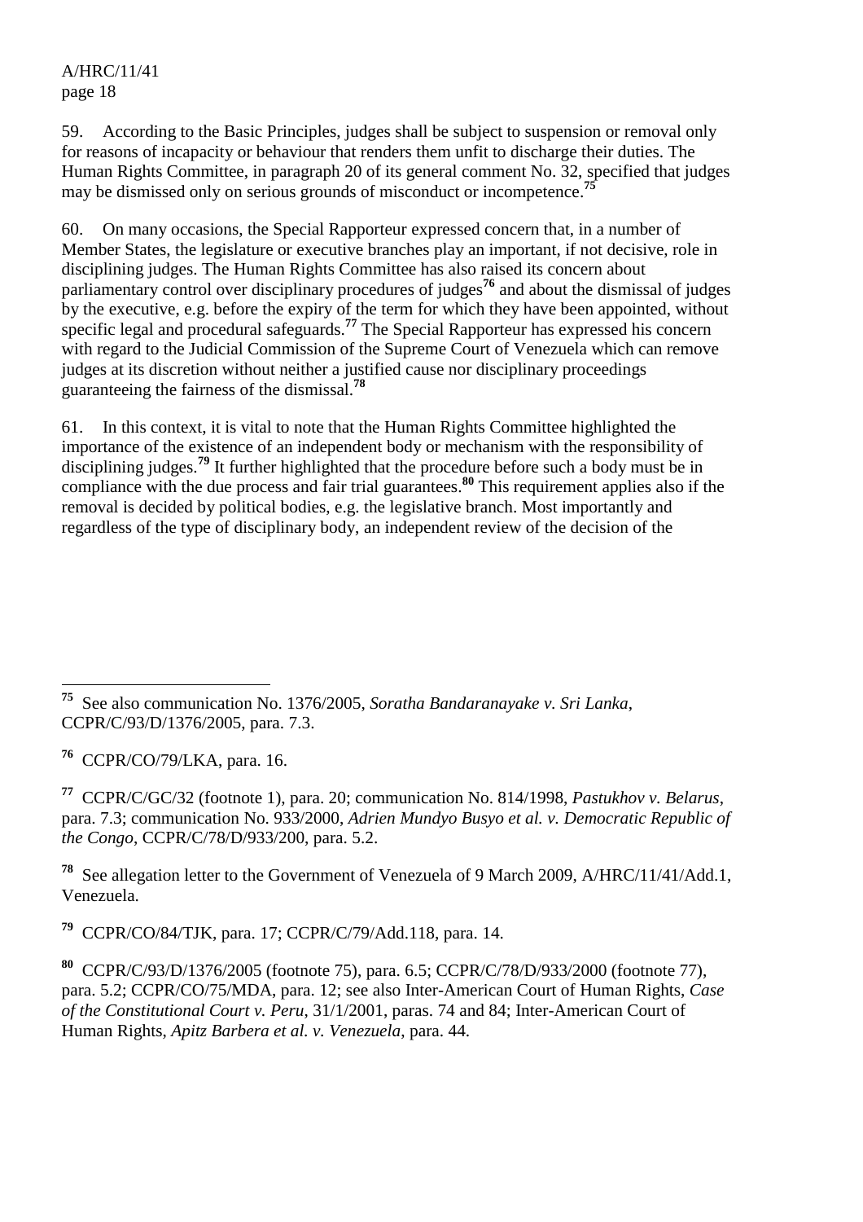59. According to the Basic Principles, judges shall be subject to suspension or removal only for reasons of incapacity or behaviour that renders them unfit to discharge their duties. The Human Rights Committee, in paragraph 20 of its general comment No. 32, specified that judges may be dismissed only on serious grounds of misconduct or incompetence.[75]

60. On many occasions, the Special Rapporteur expressed concern that, in a number of Member States, the legislature or executive branches play an important, if not decisive, role in disciplining judges. The Human Rights Committee has also raised its concern about parliamentary control over disciplinary procedures of judges[76] and about the dismissal of judges by the executive, e.g. before the expiry of the term for which they have been appointed, without specific legal and procedural safeguards.[77] The Special Rapporteur has expressed his concern with regard to the Judicial Commission of the Supreme Court of Venezuela which can remove judges at its discretion without neither a justified cause nor disciplinary proceedings guaranteeing the fairness of the dismissal.[78]

61. In this context, it is vital to note that the Human Rights Committee highlighted the importance of the existence of an independent body or mechanism with the responsibility of disciplining judges.[79] It further highlighted that the procedure before such a body must be in compliance with the due process and fair trial guarantees.[80] This requirement applies also if the removal is decided by political bodies, e.g. the legislative branch. Most importantly and regardless of the type of disciplinary body, an independent review of the decision of the

---

[75] See also communication No. 1376/2005, *Soratha Bandaranayake v. Sri Lanka*, CCPR/C/93/D/1376/2005, para. 7.3.

[76] CCPR/CO/79/LKA, para. 16.

[77] CCPR/C/GC/32 (footnote 1), para. 20; communication No. 814/1998, *Pastukhov v. Belarus*, para. 7.3; communication No. 933/2000, *Adrien Mundyo Busyo et al. v. Democratic Republic of the Congo*, CCPR/C/78/D/933/200, para. 5.2.

[78] See allegation letter to the Government of Venezuela of 9 March 2009, A/HRC/11/41/Add.1, Venezuela.

[79] CCPR/CO/84/TJK, para. 17; CCPR/C/79/Add.118, para. 14.

[80] CCPR/C/93/D/1376/2005 (footnote 75), para. 6.5; CCPR/C/78/D/933/2000 (footnote 77), para. 5.2; CCPR/CO/75/MDA, para. 12; see also Inter-American Court of Human Rights, *Case of the Constitutional Court v. Peru*, 31/1/2001, paras. 74 and 84; Inter-American Court of Human Rights, *Apitz Barbera et al. v. Venezuela*, para. 44.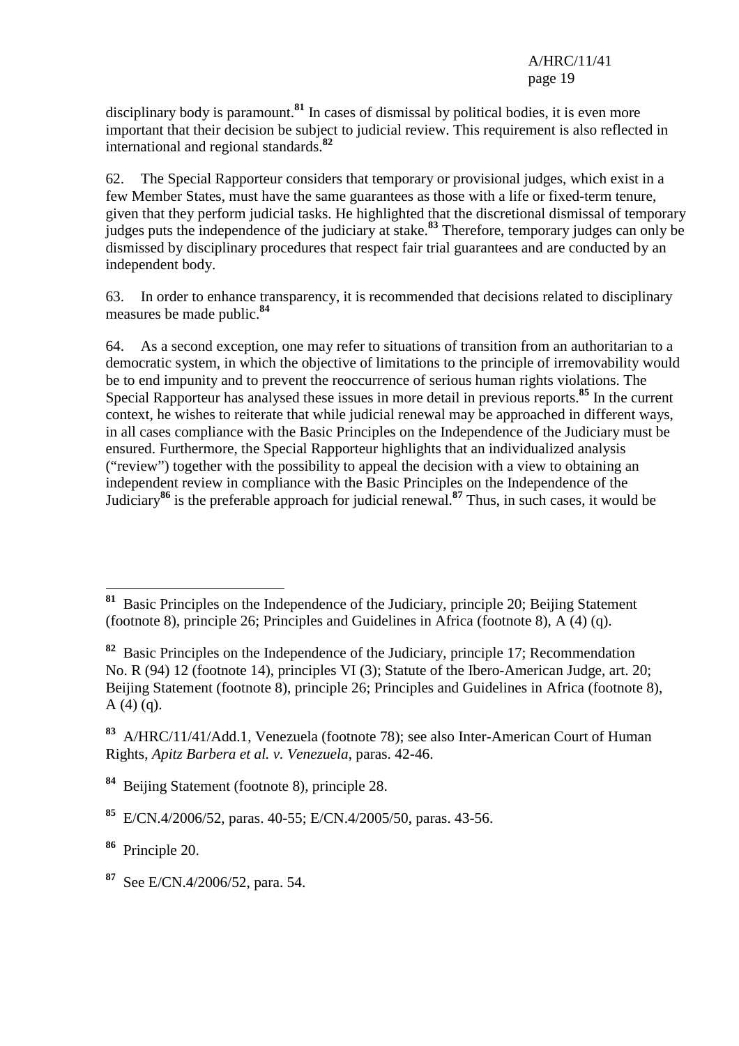disciplinary body is paramount.[81] In cases of dismissal by political bodies, it is even more important that their decision be subject to judicial review. This requirement is also reflected in international and regional standards.[82]

62. The Special Rapporteur considers that temporary or provisional judges, which exist in a few Member States, must have the same guarantees as those with a life or fixed-term tenure, given that they perform judicial tasks. He highlighted that the discretional dismissal of temporary judges puts the independence of the judiciary at stake.[83] Therefore, temporary judges can only be dismissed by disciplinary procedures that respect fair trial guarantees and are conducted by an independent body.

63. In order to enhance transparency, it is recommended that decisions related to disciplinary measures be made public.[84]

64. As a second exception, one may refer to situations of transition from an authoritarian to a democratic system, in which the objective of limitations to the principle of irremovability would be to end impunity and to prevent the reoccurrence of serious human rights violations. The Special Rapporteur has analysed these issues in more detail in previous reports.[85] In the current context, he wishes to reiterate that while judicial renewal may be approached in different ways, in all cases compliance with the Basic Principles on the Independence of the Judiciary must be ensured. Furthermore, the Special Rapporteur highlights that an individualized analysis ("review") together with the possibility to appeal the decision with a view to obtaining an independent review in compliance with the Basic Principles on the Independence of the Judiciary[86] is the preferable approach for judicial renewal.[87] Thus, in such cases, it would be

---

[81] Basic Principles on the Independence of the Judiciary, principle 20; Beijing Statement (footnote 8), principle 26; Principles and Guidelines in Africa (footnote 8), A (4) (q).

[82] Basic Principles on the Independence of the Judiciary, principle 17; Recommendation No. R (94) 12 (footnote 14), principles VI (3); Statute of the Ibero-American Judge, art. 20; Beijing Statement (footnote 8), principle 26; Principles and Guidelines in Africa (footnote 8), A (4) (q).

[83] A/HRC/11/41/Add.1, Venezuela (footnote 78); see also Inter-American Court of Human Rights, *Apitz Barbera et al. v. Venezuela*, paras. 42-46.

[84] Beijing Statement (footnote 8), principle 28.

[85] E/CN.4/2006/52, paras. 40-55; E/CN.4/2005/50, paras. 43-56.

[86] Principle 20.

[87] See E/CN.4/2006/52, para. 54.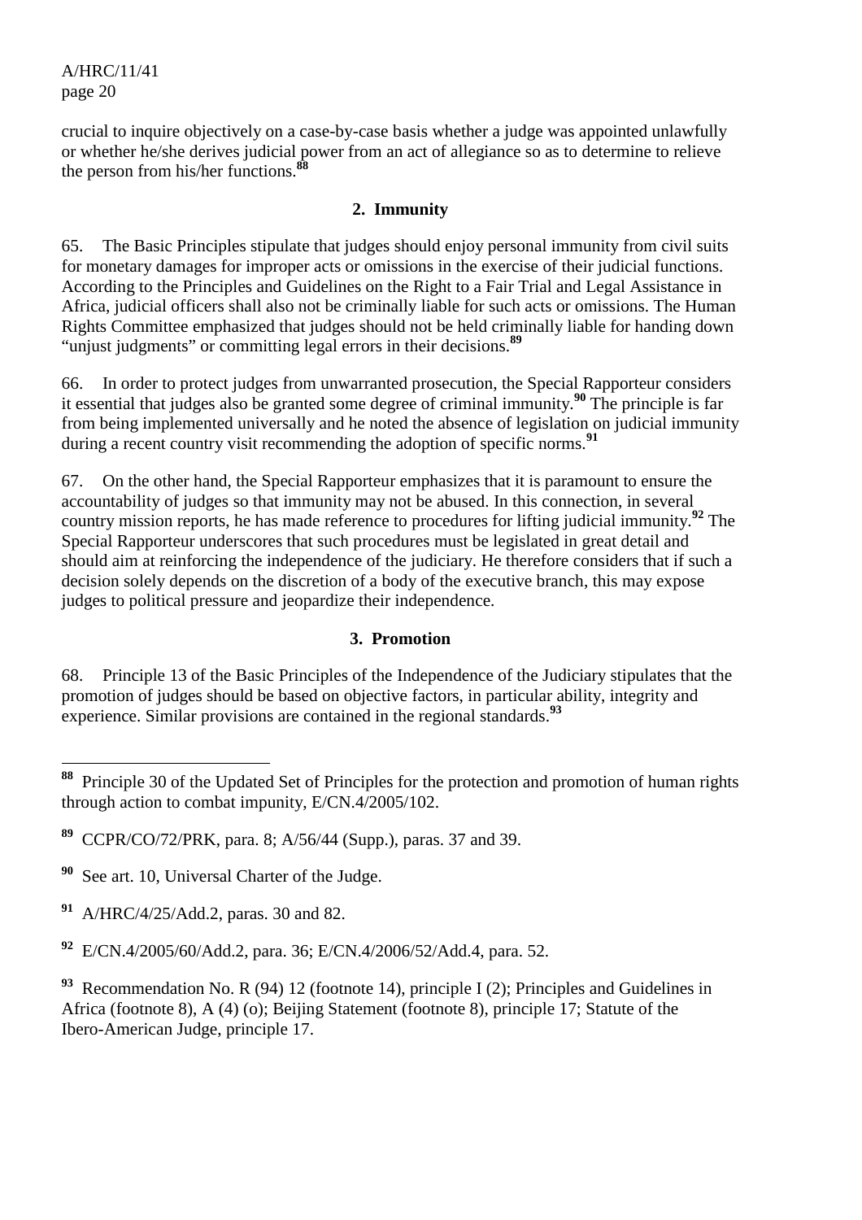crucial to inquire objectively on a case-by-case basis whether a judge was appointed unlawfully or whether he/she derives judicial power from an act of allegiance so as to determine to relieve the person from his/her functions.[88]

### 2. Immunity

65. The Basic Principles stipulate that judges should enjoy personal immunity from civil suits for monetary damages for improper acts or omissions in the exercise of their judicial functions. According to the Principles and Guidelines on the Right to a Fair Trial and Legal Assistance in Africa, judicial officers shall also not be criminally liable for such acts or omissions. The Human Rights Committee emphasized that judges should not be held criminally liable for handing down "unjust judgments" or committing legal errors in their decisions.[89]

66. In order to protect judges from unwarranted prosecution, the Special Rapporteur considers it essential that judges also be granted some degree of criminal immunity.[90] The principle is far from being implemented universally and he noted the absence of legislation on judicial immunity during a recent country visit recommending the adoption of specific norms.[91]

67. On the other hand, the Special Rapporteur emphasizes that it is paramount to ensure the accountability of judges so that immunity may not be abused. In this connection, in several country mission reports, he has made reference to procedures for lifting judicial immunity.[92] The Special Rapporteur underscores that such procedures must be legislated in great detail and should aim at reinforcing the independence of the judiciary. He therefore considers that if such a decision solely depends on the discretion of a body of the executive branch, this may expose judges to political pressure and jeopardize their independence.

### 3. Promotion

68. Principle 13 of the Basic Principles of the Independence of the Judiciary stipulates that the promotion of judges should be based on objective factors, in particular ability, integrity and experience. Similar provisions are contained in the regional standards.[93]

---

[88] Principle 30 of the Updated Set of Principles for the protection and promotion of human rights through action to combat impunity, E/CN.4/2005/102.

[89] CCPR/CO/72/PRK, para. 8; A/56/44 (Supp.), paras. 37 and 39.

[90] See art. 10, Universal Charter of the Judge.

[91] A/HRC/4/25/Add.2, paras. 30 and 82.

[92] E/CN.4/2005/60/Add.2, para. 36; E/CN.4/2006/52/Add.4, para. 52.

[93] Recommendation No. R (94) 12 (footnote 14), principle I (2); Principles and Guidelines in Africa (footnote 8), A (4) (o); Beijing Statement (footnote 8), principle 17; Statute of the Ibero-American Judge, principle 17.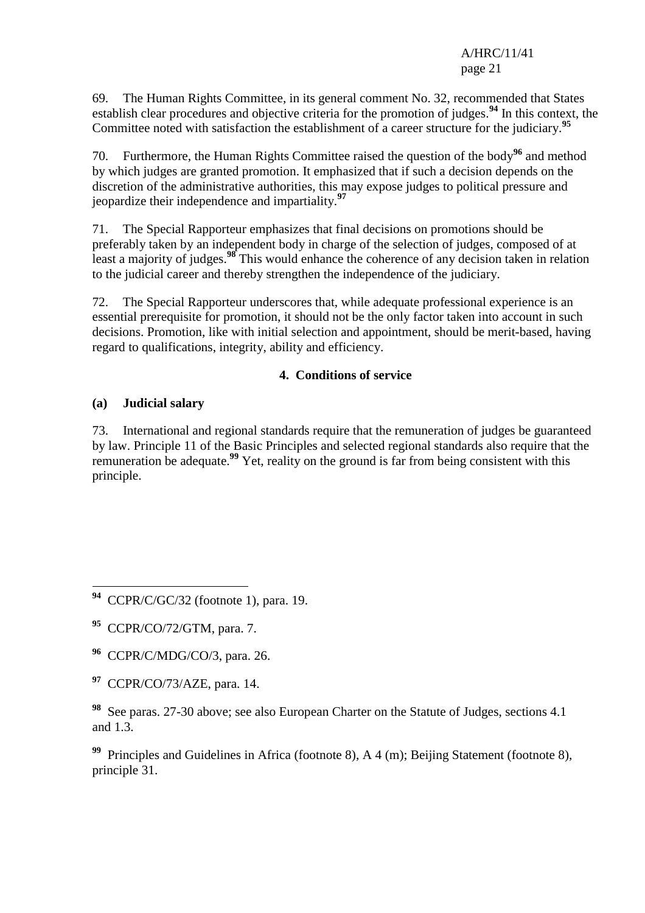69. The Human Rights Committee, in its general comment No. 32, recommended that States establish clear procedures and objective criteria for the promotion of judges.[94] In this context, the Committee noted with satisfaction the establishment of a career structure for the judiciary.[95]

70. Furthermore, the Human Rights Committee raised the question of the body[96] and method by which judges are granted promotion. It emphasized that if such a decision depends on the discretion of the administrative authorities, this may expose judges to political pressure and jeopardize their independence and impartiality.[97]

71. The Special Rapporteur emphasizes that final decisions on promotions should be preferably taken by an independent body in charge of the selection of judges, composed of at least a majority of judges.[98] This would enhance the coherence of any decision taken in relation to the judicial career and thereby strengthen the independence of the judiciary.

72. The Special Rapporteur underscores that, while adequate professional experience is an essential prerequisite for promotion, it should not be the only factor taken into account in such decisions. Promotion, like with initial selection and appointment, should be merit-based, having regard to qualifications, integrity, ability and efficiency.

### 4. Conditions of service

#### (a) Judicial salary

73. International and regional standards require that the remuneration of judges be guaranteed by law. Principle 11 of the Basic Principles and selected regional standards also require that the remuneration be adequate.[99] Yet, reality on the ground is far from being consistent with this principle.

---

[94] CCPR/C/GC/32 (footnote 1), para. 19.

[95] CCPR/CO/72/GTM, para. 7.

[96] CCPR/C/MDG/CO/3, para. 26.

[97] CCPR/CO/73/AZE, para. 14.

[98] See paras. 27-30 above; see also European Charter on the Statute of Judges, sections 4.1 and 1.3.

[99] Principles and Guidelines in Africa (footnote 8), A 4 (m); Beijing Statement (footnote 8), principle 31.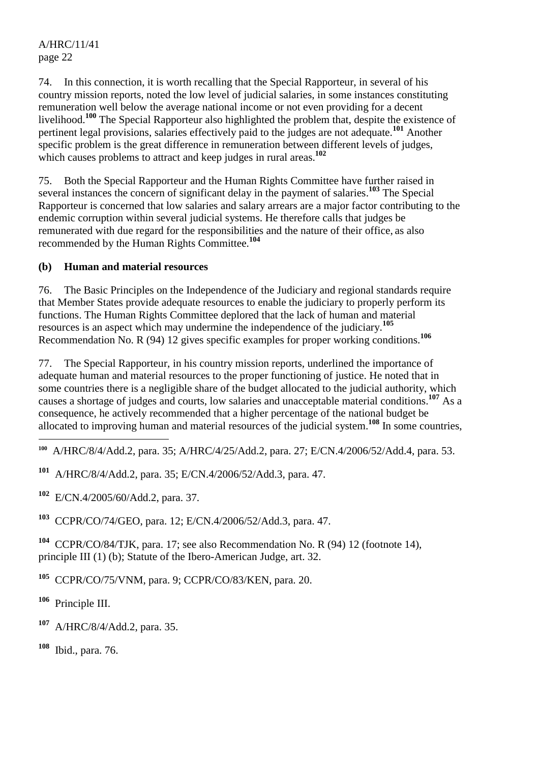74. In this connection, it is worth recalling that the Special Rapporteur, in several of his country mission reports, noted the low level of judicial salaries, in some instances constituting remuneration well below the average national income or not even providing for a decent livelihood.[100] The Special Rapporteur also highlighted the problem that, despite the existence of pertinent legal provisions, salaries effectively paid to the judges are not adequate.[101] Another specific problem is the great difference in remuneration between different levels of judges, which causes problems to attract and keep judges in rural areas.[102]

75. Both the Special Rapporteur and the Human Rights Committee have further raised in several instances the concern of significant delay in the payment of salaries.[103] The Special Rapporteur is concerned that low salaries and salary arrears are a major factor contributing to the endemic corruption within several judicial systems. He therefore calls that judges be remunerated with due regard for the responsibilities and the nature of their office, as also recommended by the Human Rights Committee.[104]

### (b) Human and material resources

76. The Basic Principles on the Independence of the Judiciary and regional standards require that Member States provide adequate resources to enable the judiciary to properly perform its functions. The Human Rights Committee deplored that the lack of human and material resources is an aspect which may undermine the independence of the judiciary.[105] Recommendation No. R (94) 12 gives specific examples for proper working conditions.[106]

77. The Special Rapporteur, in his country mission reports, underlined the importance of adequate human and material resources to the proper functioning of justice. He noted that in some countries there is a negligible share of the budget allocated to the judicial authority, which causes a shortage of judges and courts, low salaries and unacceptable material conditions.[107] As a consequence, he actively recommended that a higher percentage of the national budget be allocated to improving human and material resources of the judicial system.[108] In some countries,

---

[100] A/HRC/8/4/Add.2, para. 35; A/HRC/4/25/Add.2, para. 27; E/CN.4/2006/52/Add.4, para. 53.

[101] A/HRC/8/4/Add.2, para. 35; E/CN.4/2006/52/Add.3, para. 47.

[102] E/CN.4/2005/60/Add.2, para. 37.

[103] CCPR/CO/74/GEO, para. 12; E/CN.4/2006/52/Add.3, para. 47.

[104] CCPR/CO/84/TJK, para. 17; see also Recommendation No. R (94) 12 (footnote 14), principle III (1) (b); Statute of the Ibero-American Judge, art. 32.

[105] CCPR/CO/75/VNM, para. 9; CCPR/CO/83/KEN, para. 20.

[106] Principle III.

[107] A/HRC/8/4/Add.2, para. 35.

[108] Ibid., para. 76.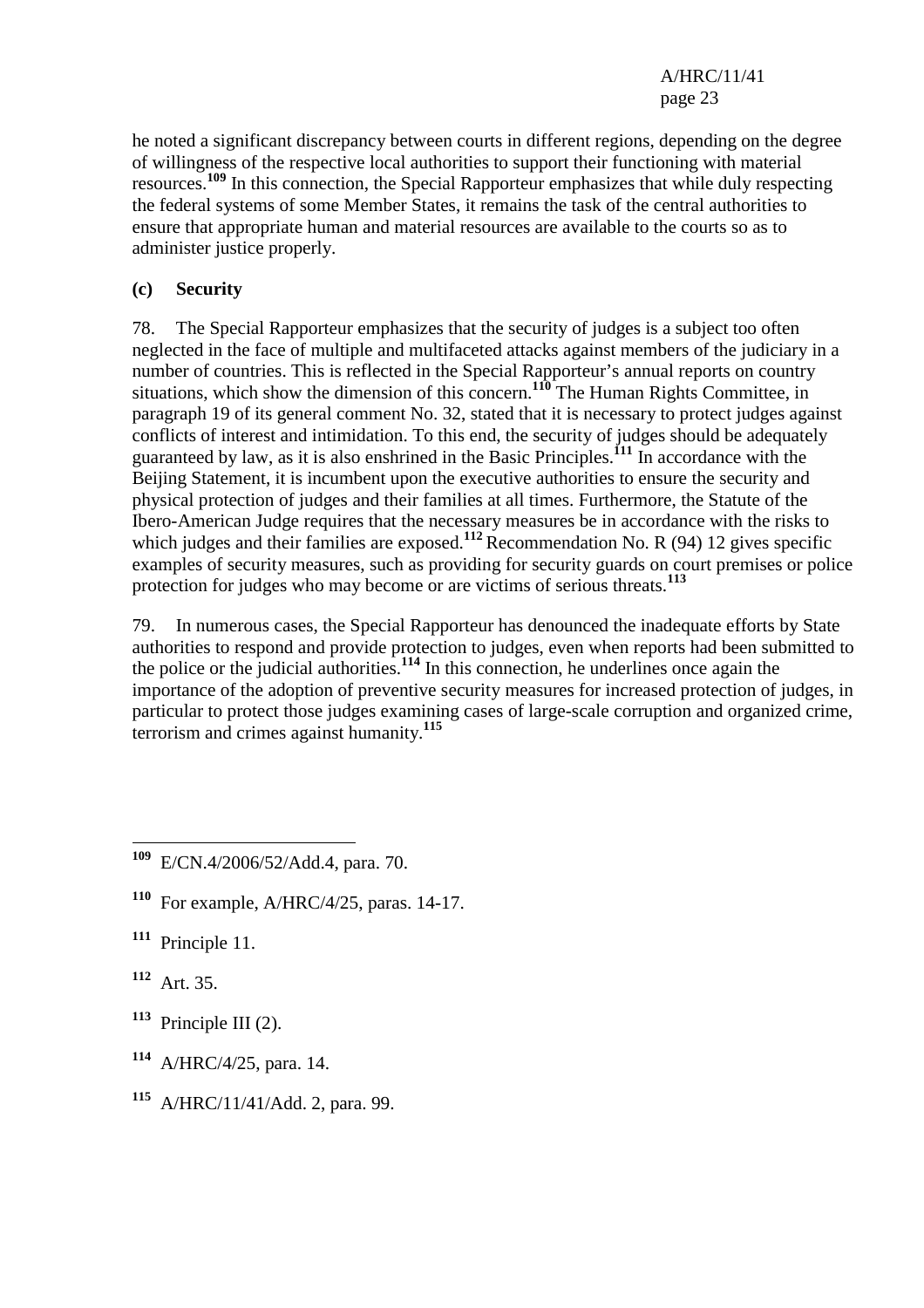he noted a significant discrepancy between courts in different regions, depending on the degree of willingness of the respective local authorities to support their functioning with material resources.[109] In this connection, the Special Rapporteur emphasizes that while duly respecting the federal systems of some Member States, it remains the task of the central authorities to ensure that appropriate human and material resources are available to the courts so as to administer justice properly.

### (c) Security

78. The Special Rapporteur emphasizes that the security of judges is a subject too often neglected in the face of multiple and multifaceted attacks against members of the judiciary in a number of countries. This is reflected in the Special Rapporteur's annual reports on country situations, which show the dimension of this concern.[110] The Human Rights Committee, in paragraph 19 of its general comment No. 32, stated that it is necessary to protect judges against conflicts of interest and intimidation. To this end, the security of judges should be adequately guaranteed by law, as it is also enshrined in the Basic Principles.[111] In accordance with the Beijing Statement, it is incumbent upon the executive authorities to ensure the security and physical protection of judges and their families at all times. Furthermore, the Statute of the Ibero-American Judge requires that the necessary measures be in accordance with the risks to which judges and their families are exposed.[112] Recommendation No. R (94) 12 gives specific examples of security measures, such as providing for security guards on court premises or police protection for judges who may become or are victims of serious threats.[113]

79. In numerous cases, the Special Rapporteur has denounced the inadequate efforts by State authorities to respond and provide protection to judges, even when reports had been submitted to the police or the judicial authorities.[114] In this connection, he underlines once again the importance of the adoption of preventive security measures for increased protection of judges, in particular to protect those judges examining cases of large-scale corruption and organized crime, terrorism and crimes against humanity.[115]

---

[109] E/CN.4/2006/52/Add.4, para. 70.

[110] For example, A/HRC/4/25, paras. 14-17.

[111] Principle 11.

[112] Art. 35.

[113] Principle III (2).

[114] A/HRC/4/25, para. 14.

[115] A/HRC/11/41/Add. 2, para. 99.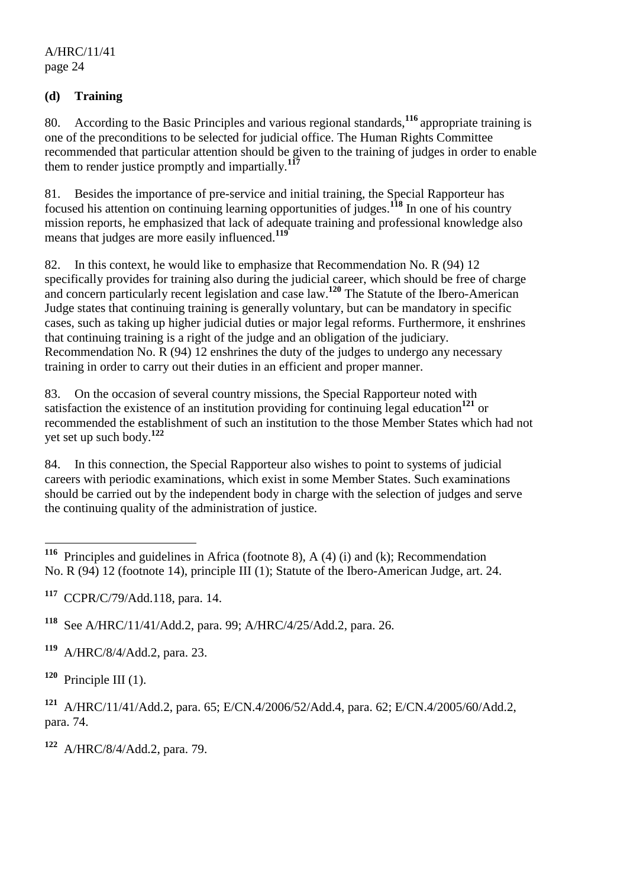### (d) Training

80. According to the Basic Principles and various regional standards,[116] appropriate training is one of the preconditions to be selected for judicial office. The Human Rights Committee recommended that particular attention should be given to the training of judges in order to enable them to render justice promptly and impartially.[117]

81. Besides the importance of pre-service and initial training, the Special Rapporteur has focused his attention on continuing learning opportunities of judges.[118] In one of his country mission reports, he emphasized that lack of adequate training and professional knowledge also means that judges are more easily influenced.[119]

82. In this context, he would like to emphasize that Recommendation No. R (94) 12 specifically provides for training also during the judicial career, which should be free of charge and concern particularly recent legislation and case law.[120] The Statute of the Ibero-American Judge states that continuing training is generally voluntary, but can be mandatory in specific cases, such as taking up higher judicial duties or major legal reforms. Furthermore, it enshrines that continuing training is a right of the judge and an obligation of the judiciary. Recommendation No. R (94) 12 enshrines the duty of the judges to undergo any necessary training in order to carry out their duties in an efficient and proper manner.

83. On the occasion of several country missions, the Special Rapporteur noted with satisfaction the existence of an institution providing for continuing legal education[121] or recommended the establishment of such an institution to the those Member States which had not yet set up such body.[122]

84. In this connection, the Special Rapporteur also wishes to point to systems of judicial careers with periodic examinations, which exist in some Member States. Such examinations should be carried out by the independent body in charge with the selection of judges and serve the continuing quality of the administration of justice.

---

[116] Principles and guidelines in Africa (footnote 8), A (4) (i) and (k); Recommendation No. R (94) 12 (footnote 14), principle III (1); Statute of the Ibero-American Judge, art. 24.

[117] CCPR/C/79/Add.118, para. 14.

[118] See A/HRC/11/41/Add.2, para. 99; A/HRC/4/25/Add.2, para. 26.

[119] A/HRC/8/4/Add.2, para. 23.

[120] Principle III (1).

[121] A/HRC/11/41/Add.2, para. 65; E/CN.4/2006/52/Add.4, para. 62; E/CN.4/2005/60/Add.2, para. 74.

[122] A/HRC/8/4/Add.2, para. 79.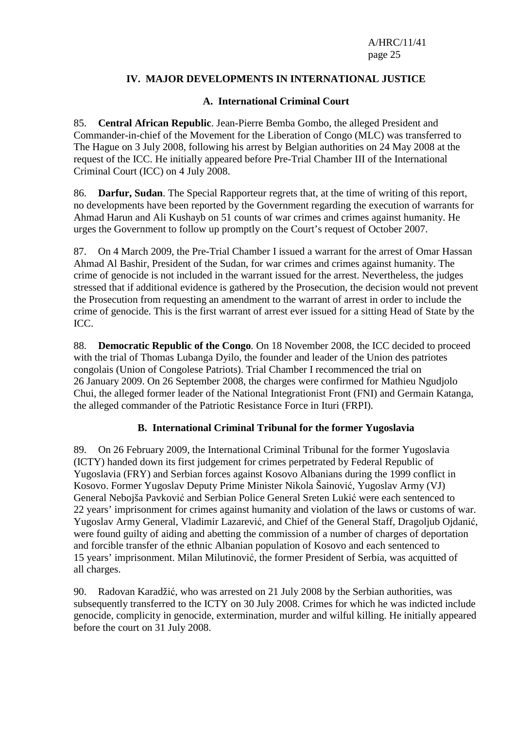## IV. MAJOR DEVELOPMENTS IN INTERNATIONAL JUSTICE

### A. International Criminal Court

85. **Central African Republic**. Jean-Pierre Bemba Gombo, the alleged President and Commander-in-chief of the Movement for the Liberation of Congo (MLC) was transferred to The Hague on 3 July 2008, following his arrest by Belgian authorities on 24 May 2008 at the request of the ICC. He initially appeared before Pre-Trial Chamber III of the International Criminal Court (ICC) on 4 July 2008.

86. **Darfur, Sudan**. The Special Rapporteur regrets that, at the time of writing of this report, no developments have been reported by the Government regarding the execution of warrants for Ahmad Harun and Ali Kushayb on 51 counts of war crimes and crimes against humanity. He urges the Government to follow up promptly on the Court's request of October 2007.

87. On 4 March 2009, the Pre-Trial Chamber I issued a warrant for the arrest of Omar Hassan Ahmad Al Bashir, President of the Sudan, for war crimes and crimes against humanity. The crime of genocide is not included in the warrant issued for the arrest. Nevertheless, the judges stressed that if additional evidence is gathered by the Prosecution, the decision would not prevent the Prosecution from requesting an amendment to the warrant of arrest in order to include the crime of genocide. This is the first warrant of arrest ever issued for a sitting Head of State by the ICC.

88. **Democratic Republic of the Congo**. On 18 November 2008, the ICC decided to proceed with the trial of Thomas Lubanga Dyilo, the founder and leader of the Union des patriotes congolais (Union of Congolese Patriots). Trial Chamber I recommenced the trial on 26 January 2009. On 26 September 2008, the charges were confirmed for Mathieu Ngudjolo Chui, the alleged former leader of the National Integrationist Front (FNI) and Germain Katanga, the alleged commander of the Patriotic Resistance Force in Ituri (FRPI).

### B. International Criminal Tribunal for the former Yugoslavia

89. On 26 February 2009, the International Criminal Tribunal for the former Yugoslavia (ICTY) handed down its first judgement for crimes perpetrated by Federal Republic of Yugoslavia (FRY) and Serbian forces against Kosovo Albanians during the 1999 conflict in Kosovo. Former Yugoslav Deputy Prime Minister Nikola Šainović, Yugoslav Army (VJ) General Nebojša Pavković and Serbian Police General Sreten Lukić were each sentenced to 22 years' imprisonment for crimes against humanity and violation of the laws or customs of war. Yugoslav Army General, Vladimir Lazarević, and Chief of the General Staff, Dragoljub Ojdanić, were found guilty of aiding and abetting the commission of a number of charges of deportation and forcible transfer of the ethnic Albanian population of Kosovo and each sentenced to 15 years' imprisonment. Milan Milutinović, the former President of Serbia, was acquitted of all charges.

90. Radovan Karadžić, who was arrested on 21 July 2008 by the Serbian authorities, was subsequently transferred to the ICTY on 30 July 2008. Crimes for which he was indicted include genocide, complicity in genocide, extermination, murder and wilful killing. He initially appeared before the court on 31 July 2008.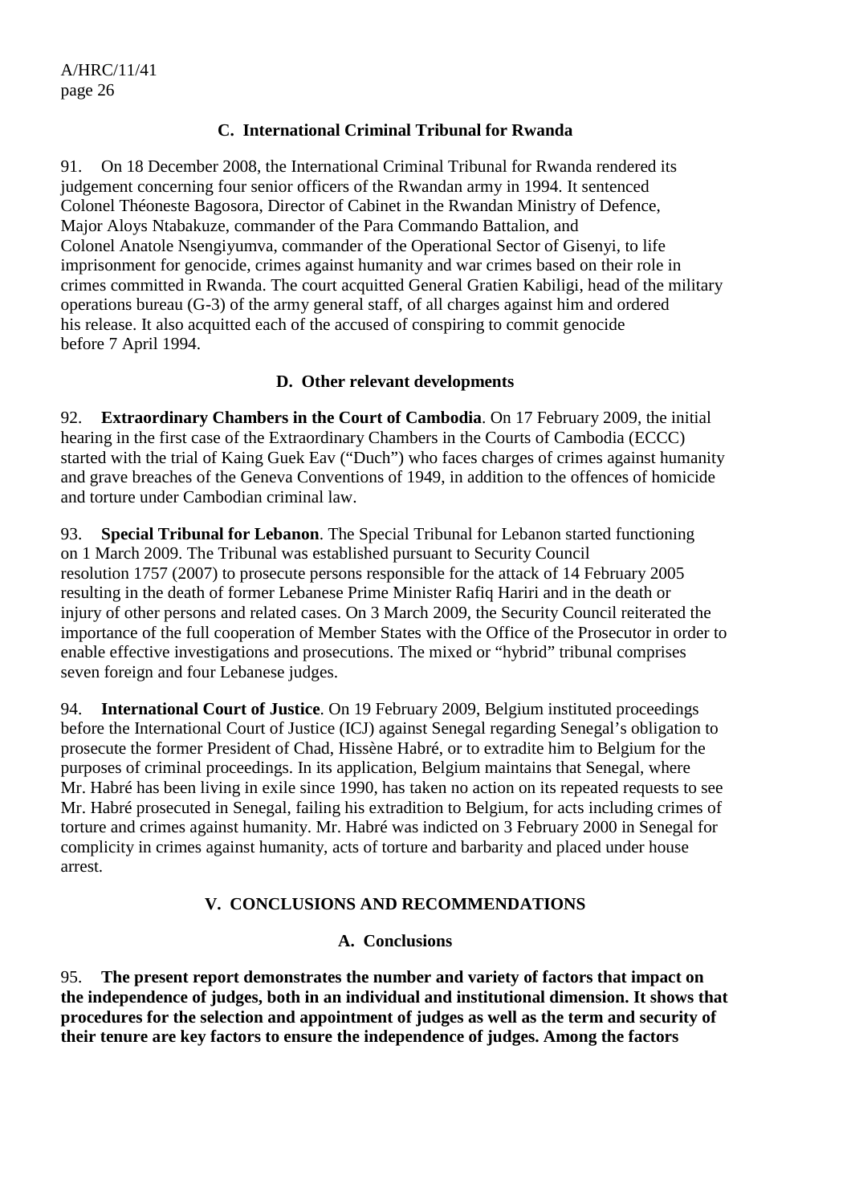### C. International Criminal Tribunal for Rwanda

91. On 18 December 2008, the International Criminal Tribunal for Rwanda rendered its judgement concerning four senior officers of the Rwandan army in 1994. It sentenced Colonel Théoneste Bagosora, Director of Cabinet in the Rwandan Ministry of Defence, Major Aloys Ntabakuze, commander of the Para Commando Battalion, and Colonel Anatole Nsengiyumva, commander of the Operational Sector of Gisenyi, to life imprisonment for genocide, crimes against humanity and war crimes based on their role in crimes committed in Rwanda. The court acquitted General Gratien Kabiligi, head of the military operations bureau (G-3) of the army general staff, of all charges against him and ordered his release. It also acquitted each of the accused of conspiring to commit genocide before 7 April 1994.

### D. Other relevant developments

92. **Extraordinary Chambers in the Court of Cambodia**. On 17 February 2009, the initial hearing in the first case of the Extraordinary Chambers in the Courts of Cambodia (ECCC) started with the trial of Kaing Guek Eav ("Duch") who faces charges of crimes against humanity and grave breaches of the Geneva Conventions of 1949, in addition to the offences of homicide and torture under Cambodian criminal law.

93. **Special Tribunal for Lebanon**. The Special Tribunal for Lebanon started functioning on 1 March 2009. The Tribunal was established pursuant to Security Council resolution 1757 (2007) to prosecute persons responsible for the attack of 14 February 2005 resulting in the death of former Lebanese Prime Minister Rafiq Hariri and in the death or injury of other persons and related cases. On 3 March 2009, the Security Council reiterated the importance of the full cooperation of Member States with the Office of the Prosecutor in order to enable effective investigations and prosecutions. The mixed or "hybrid" tribunal comprises seven foreign and four Lebanese judges.

94. **International Court of Justice**. On 19 February 2009, Belgium instituted proceedings before the International Court of Justice (ICJ) against Senegal regarding Senegal's obligation to prosecute the former President of Chad, Hissène Habré, or to extradite him to Belgium for the purposes of criminal proceedings. In its application, Belgium maintains that Senegal, where Mr. Habré has been living in exile since 1990, has taken no action on its repeated requests to see Mr. Habré prosecuted in Senegal, failing his extradition to Belgium, for acts including crimes of torture and crimes against humanity. Mr. Habré was indicted on 3 February 2000 in Senegal for complicity in crimes against humanity, acts of torture and barbarity and placed under house arrest.

## V. CONCLUSIONS AND RECOMMENDATIONS

### A. Conclusions

95. **The present report demonstrates the number and variety of factors that impact on the independence of judges, both in an individual and institutional dimension. It shows that procedures for the selection and appointment of judges as well as the term and security of their tenure are key factors to ensure the independence of judges. Among the factors**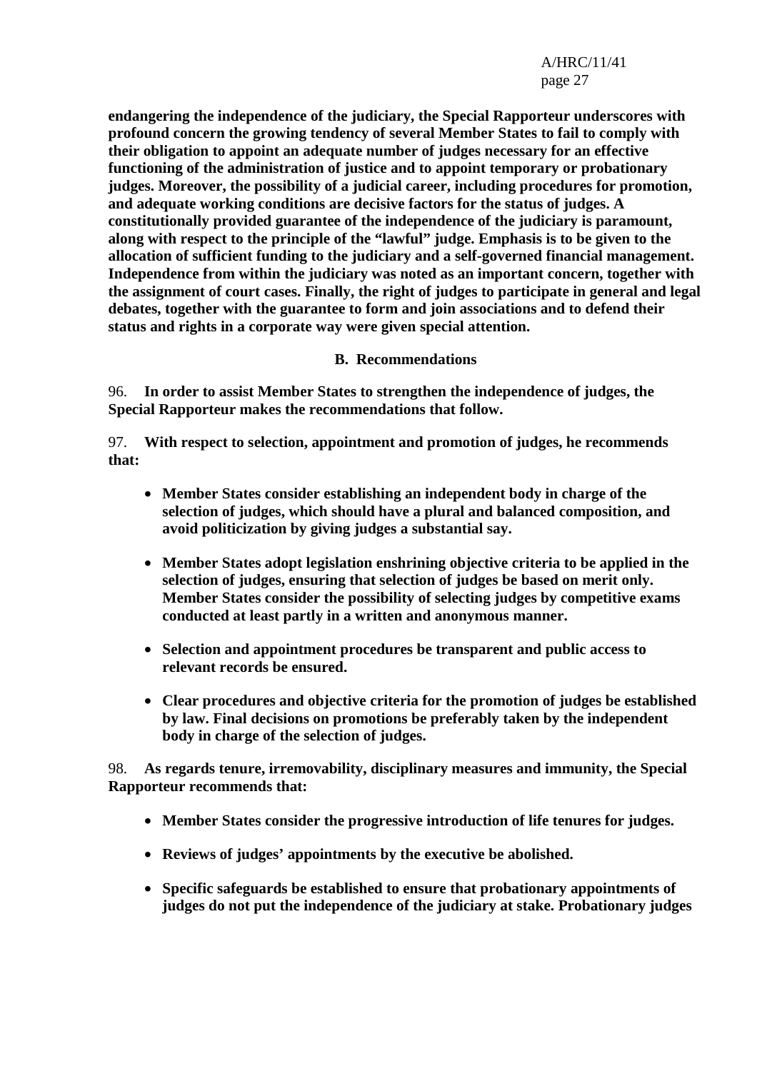**endangering the independence of the judiciary, the Special Rapporteur underscores with profound concern the growing tendency of several Member States to fail to comply with their obligation to appoint an adequate number of judges necessary for an effective functioning of the administration of justice and to appoint temporary or probationary judges. Moreover, the possibility of a judicial career, including procedures for promotion, and adequate working conditions are decisive factors for the status of judges. A constitutionally provided guarantee of the independence of the judiciary is paramount, along with respect to the principle of the "lawful" judge. Emphasis is to be given to the allocation of sufficient funding to the judiciary and a self-governed financial management. Independence from within the judiciary was noted as an important concern, together with the assignment of court cases. Finally, the right of judges to participate in general and legal debates, together with the guarantee to form and join associations and to defend their status and rights in a corporate way were given special attention.**

## B. Recommendations

96. **In order to assist Member States to strengthen the independence of judges, the Special Rapporteur makes the recommendations that follow.**

97. **With respect to selection, appointment and promotion of judges, he recommends that:**

- **Member States consider establishing an independent body in charge of the selection of judges, which should have a plural and balanced composition, and avoid politicization by giving judges a substantial say.**

- **Member States adopt legislation enshrining objective criteria to be applied in the selection of judges, ensuring that selection of judges be based on merit only. Member States consider the possibility of selecting judges by competitive exams conducted at least partly in a written and anonymous manner.**

- **Selection and appointment procedures be transparent and public access to relevant records be ensured.**

- **Clear procedures and objective criteria for the promotion of judges be established by law. Final decisions on promotions be preferably taken by the independent body in charge of the selection of judges.**

98. **As regards tenure, irremovability, disciplinary measures and immunity, the Special Rapporteur recommends that:**

- **Member States consider the progressive introduction of life tenures for judges.**

- **Reviews of judges' appointments by the executive be abolished.**

- **Specific safeguards be established to ensure that probationary appointments of judges do not put the independence of the judiciary at stake. Probationary judges**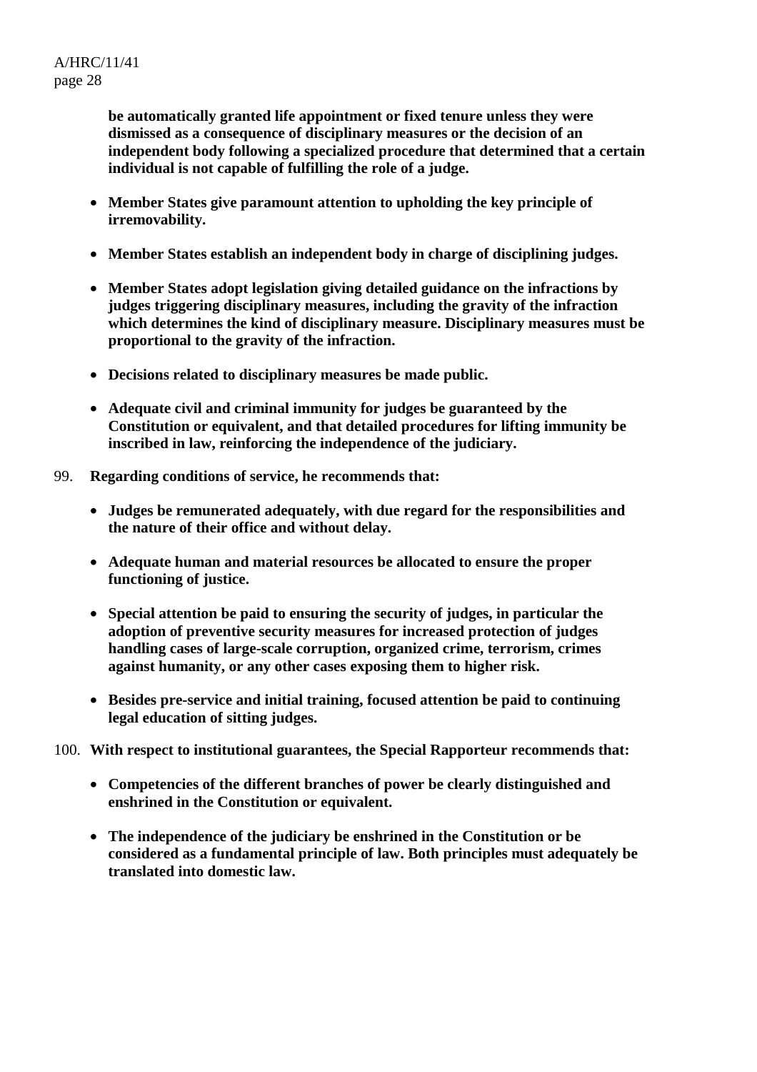**be automatically granted life appointment or fixed tenure unless they were dismissed as a consequence of disciplinary measures or the decision of an independent body following a specialized procedure that determined that a certain individual is not capable of fulfilling the role of a judge.**

- **Member States give paramount attention to upholding the key principle of irremovability.**
- **Member States establish an independent body in charge of disciplining judges.**
- **Member States adopt legislation giving detailed guidance on the infractions by judges triggering disciplinary measures, including the gravity of the infraction which determines the kind of disciplinary measure. Disciplinary measures must be proportional to the gravity of the infraction.**
- **Decisions related to disciplinary measures be made public.**
- **Adequate civil and criminal immunity for judges be guaranteed by the Constitution or equivalent, and that detailed procedures for lifting immunity be inscribed in law, reinforcing the independence of the judiciary.**

99. **Regarding conditions of service, he recommends that:**

- **Judges be remunerated adequately, with due regard for the responsibilities and the nature of their office and without delay.**
- **Adequate human and material resources be allocated to ensure the proper functioning of justice.**
- **Special attention be paid to ensuring the security of judges, in particular the adoption of preventive security measures for increased protection of judges handling cases of large-scale corruption, organized crime, terrorism, crimes against humanity, or any other cases exposing them to higher risk.**
- **Besides pre-service and initial training, focused attention be paid to continuing legal education of sitting judges.**

100. **With respect to institutional guarantees, the Special Rapporteur recommends that:**

- **Competencies of the different branches of power be clearly distinguished and enshrined in the Constitution or equivalent.**
- **The independence of the judiciary be enshrined in the Constitution or be considered as a fundamental principle of law. Both principles must adequately be translated into domestic law.**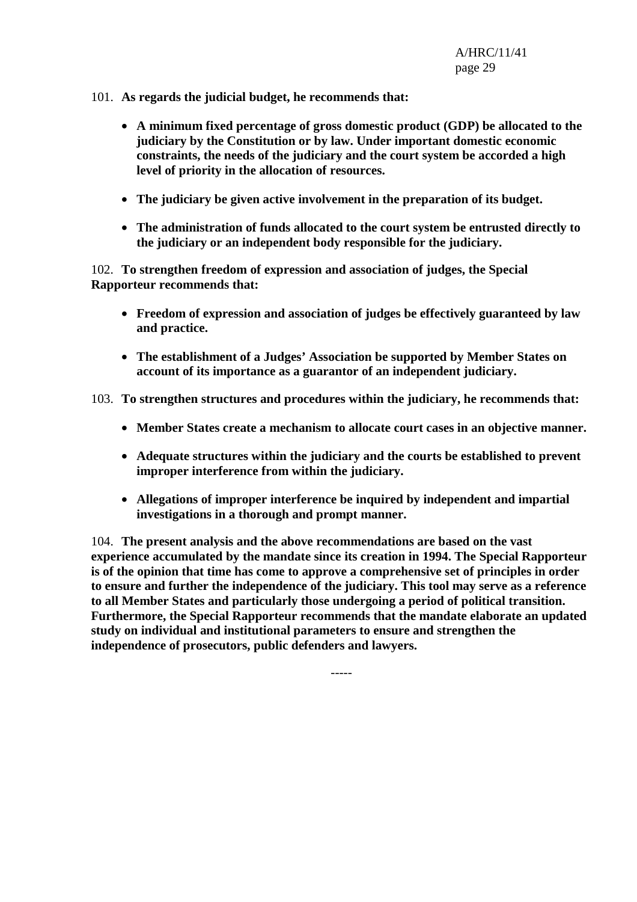101. **As regards the judicial budget, he recommends that:**

- **A minimum fixed percentage of gross domestic product (GDP) be allocated to the judiciary by the Constitution or by law. Under important domestic economic constraints, the needs of the judiciary and the court system be accorded a high level of priority in the allocation of resources.**

- **The judiciary be given active involvement in the preparation of its budget.**

- **The administration of funds allocated to the court system be entrusted directly to the judiciary or an independent body responsible for the judiciary.**

102. **To strengthen freedom of expression and association of judges, the Special Rapporteur recommends that:**

- **Freedom of expression and association of judges be effectively guaranteed by law and practice.**

- **The establishment of a Judges' Association be supported by Member States on account of its importance as a guarantor of an independent judiciary.**

103. **To strengthen structures and procedures within the judiciary, he recommends that:**

- **Member States create a mechanism to allocate court cases in an objective manner.**

- **Adequate structures within the judiciary and the courts be established to prevent improper interference from within the judiciary.**

- **Allegations of improper interference be inquired by independent and impartial investigations in a thorough and prompt manner.**

104. **The present analysis and the above recommendations are based on the vast experience accumulated by the mandate since its creation in 1994. The Special Rapporteur is of the opinion that time has come to approve a comprehensive set of principles in order to ensure and further the independence of the judiciary. This tool may serve as a reference to all Member States and particularly those undergoing a period of political transition. Furthermore, the Special Rapporteur recommends that the mandate elaborate an updated study on individual and institutional parameters to ensure and strengthen the independence of prosecutors, public defenders and lawyers.**

-----